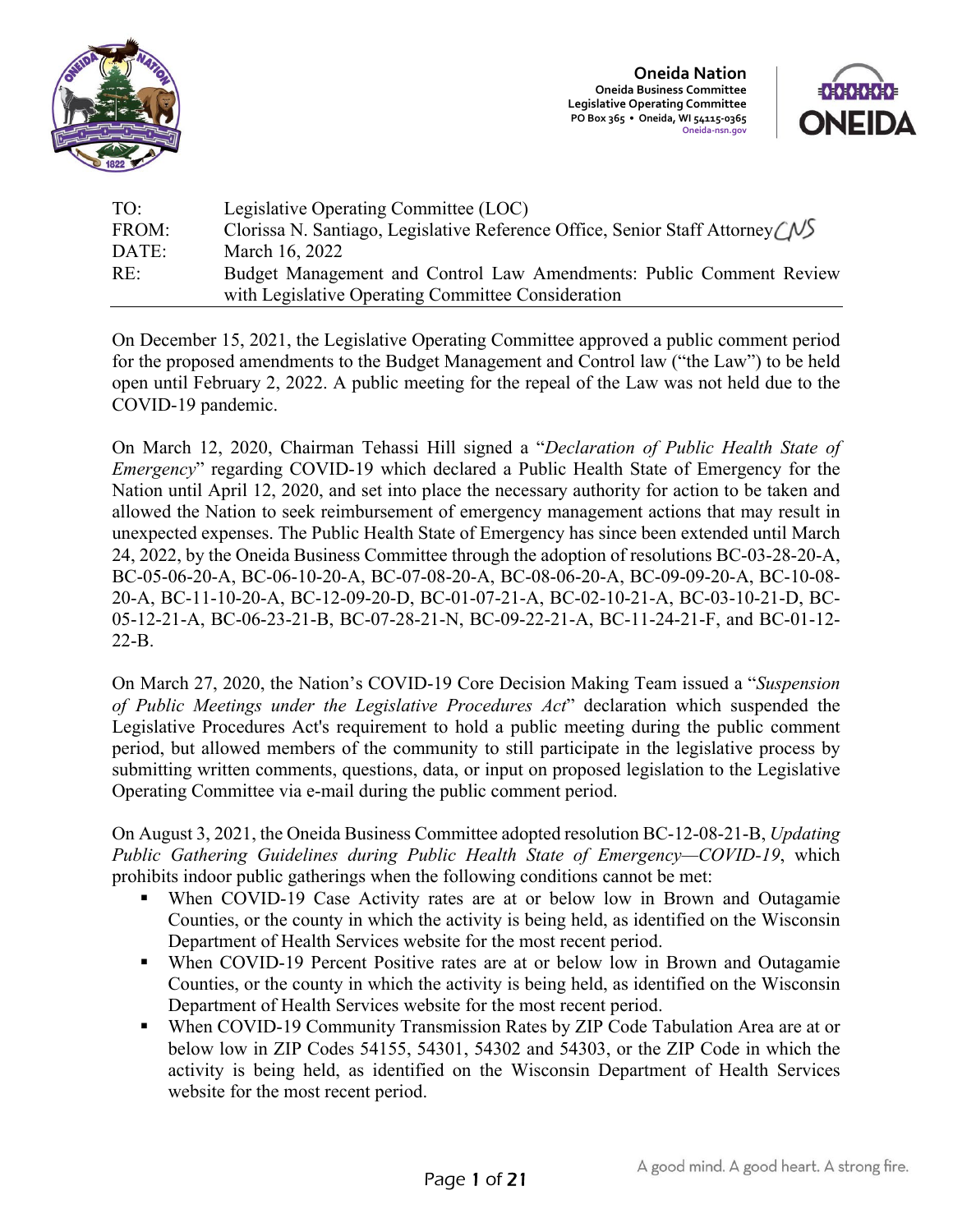Oneida Nation
Oneida Business Committee
Legislative Operating Committee
PO Box 365 • Oneida, WI 54115-0365
Oneida-nsn.gov

| | |
|---|---|
| TO: | Legislative Operating Committee (LOC) |
| FROM: | Clorissa N. Santiago, Legislative Reference Office, Senior Staff Attorney CNS |
| DATE: | March 16, 2022 |
| RE: | Budget Management and Control Law Amendments: Public Comment Review with Legislative Operating Committee Consideration |

On December 15, 2021, the Legislative Operating Committee approved a public comment period for the proposed amendments to the Budget Management and Control law ("the Law") to be held open until February 2, 2022. A public meeting for the repeal of the Law was not held due to the COVID-19 pandemic.

On March 12, 2020, Chairman Tehassi Hill signed a "*Declaration of Public Health State of Emergency*" regarding COVID-19 which declared a Public Health State of Emergency for the Nation until April 12, 2020, and set into place the necessary authority for action to be taken and allowed the Nation to seek reimbursement of emergency management actions that may result in unexpected expenses. The Public Health State of Emergency has since been extended until March 24, 2022, by the Oneida Business Committee through the adoption of resolutions BC-03-28-20-A, BC-05-06-20-A, BC-06-10-20-A, BC-07-08-20-A, BC-08-06-20-A, BC-09-09-20-A, BC-10-08-20-A, BC-11-10-20-A, BC-12-09-20-D, BC-01-07-21-A, BC-02-10-21-A, BC-03-10-21-D, BC-05-12-21-A, BC-06-23-21-B, BC-07-28-21-N, BC-09-22-21-A, BC-11-24-21-F, and BC-01-12-22-B.

On March 27, 2020, the Nation's COVID-19 Core Decision Making Team issued a "*Suspension of Public Meetings under the Legislative Procedures Act*" declaration which suspended the Legislative Procedures Act's requirement to hold a public meeting during the public comment period, but allowed members of the community to still participate in the legislative process by submitting written comments, questions, data, or input on proposed legislation to the Legislative Operating Committee via e-mail during the public comment period.

On August 3, 2021, the Oneida Business Committee adopted resolution BC-12-08-21-B, *Updating Public Gathering Guidelines during Public Health State of Emergency—COVID-19*, which prohibits indoor public gatherings when the following conditions cannot be met:

- When COVID-19 Case Activity rates are at or below low in Brown and Outagamie Counties, or the county in which the activity is being held, as identified on the Wisconsin Department of Health Services website for the most recent period.
- When COVID-19 Percent Positive rates are at or below low in Brown and Outagamie Counties, or the county in which the activity is being held, as identified on the Wisconsin Department of Health Services website for the most recent period.
- When COVID-19 Community Transmission Rates by ZIP Code Tabulation Area are at or below low in ZIP Codes 54155, 54301, 54302 and 54303, or the ZIP Code in which the activity is being held, as identified on the Wisconsin Department of Health Services website for the most recent period.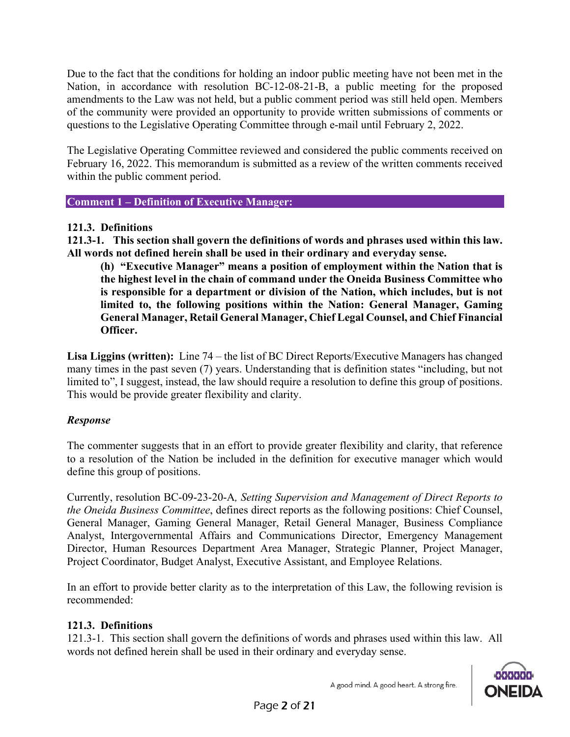Due to the fact that the conditions for holding an indoor public meeting have not been met in the Nation, in accordance with resolution BC-12-08-21-B, a public meeting for the proposed amendments to the Law was not held, but a public comment period was still held open. Members of the community were provided an opportunity to provide written submissions of comments or questions to the Legislative Operating Committee through e-mail until February 2, 2022.

The Legislative Operating Committee reviewed and considered the public comments received on February 16, 2022. This memorandum is submitted as a review of the written comments received within the public comment period.

## Comment 1 – Definition of Executive Manager:

**121.3. Definitions**
**121.3-1. This section shall govern the definitions of words and phrases used within this law. All words not defined herein shall be used in their ordinary and everyday sense.**

> **(h) "Executive Manager" means a position of employment within the Nation that is the highest level in the chain of command under the Oneida Business Committee who is responsible for a department or division of the Nation, which includes, but is not limited to, the following positions within the Nation: General Manager, Gaming General Manager, Retail General Manager, Chief Legal Counsel, and Chief Financial Officer.**

**Lisa Liggins (written):** Line 74 – the list of BC Direct Reports/Executive Managers has changed many times in the past seven (7) years. Understanding that is definition states "including, but not limited to", I suggest, instead, the law should require a resolution to define this group of positions. This would be provide greater flexibility and clarity.

***Response***

The commenter suggests that in an effort to provide greater flexibility and clarity, that reference to a resolution of the Nation be included in the definition for executive manager which would define this group of positions.

Currently, resolution BC-09-23-20-A*, Setting Supervision and Management of Direct Reports to the Oneida Business Committee*, defines direct reports as the following positions: Chief Counsel, General Manager, Gaming General Manager, Retail General Manager, Business Compliance Analyst, Intergovernmental Affairs and Communications Director, Emergency Management Director, Human Resources Department Area Manager, Strategic Planner, Project Manager, Project Coordinator, Budget Analyst, Executive Assistant, and Employee Relations.

In an effort to provide better clarity as to the interpretation of this Law, the following revision is recommended:

**121.3. Definitions**
121.3-1. This section shall govern the definitions of words and phrases used within this law. All words not defined herein shall be used in their ordinary and everyday sense.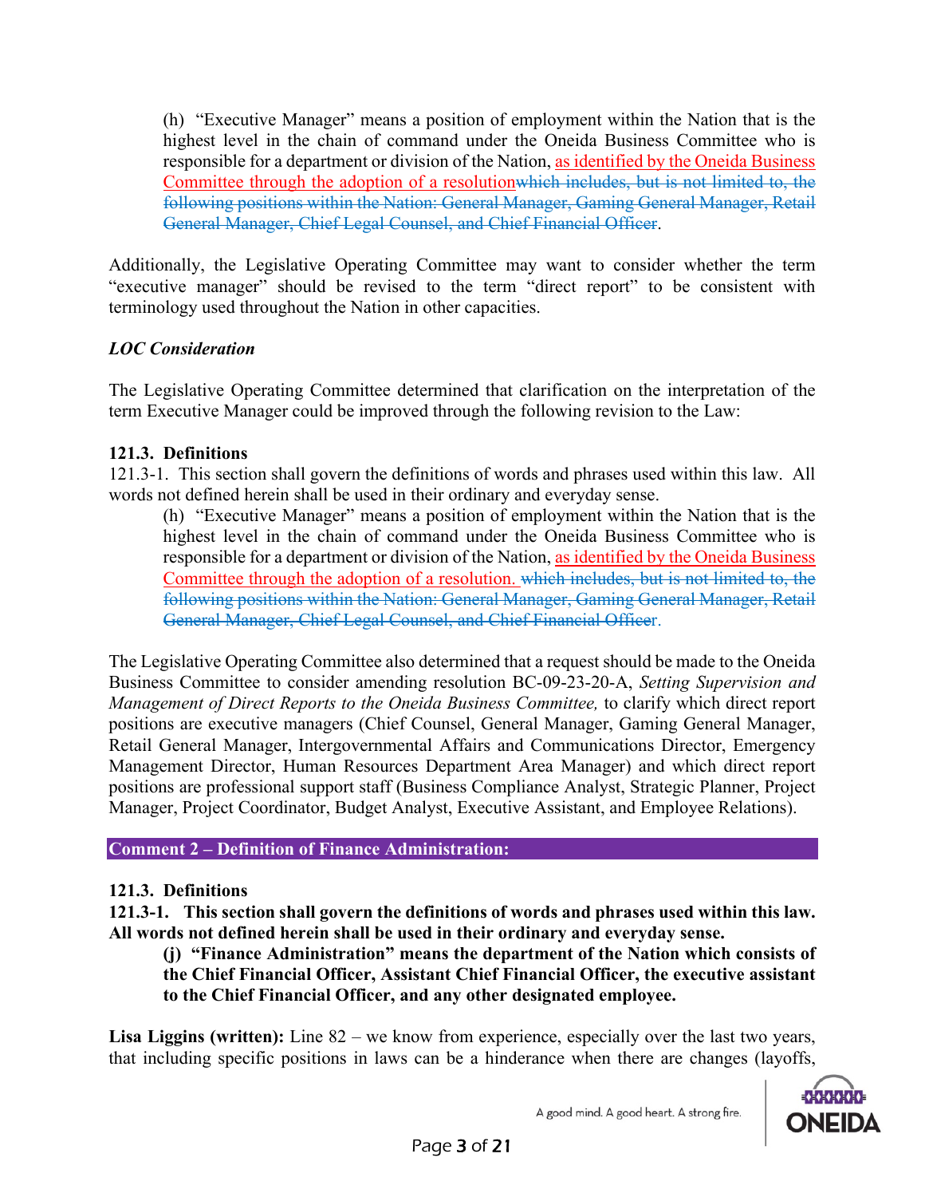(h) "Executive Manager" means a position of employment within the Nation that is the highest level in the chain of command under the Oneida Business Committee who is responsible for a department or division of the Nation, <ins>as identified by the Oneida Business Committee through the adoption of a resolution</ins>~~which includes, but is not limited to, the following positions within the Nation: General Manager, Gaming General Manager, Retail General Manager, Chief Legal Counsel, and Chief Financial Officer~~.

Additionally, the Legislative Operating Committee may want to consider whether the term "executive manager" should be revised to the term "direct report" to be consistent with terminology used throughout the Nation in other capacities.

***LOC Consideration***

The Legislative Operating Committee determined that clarification on the interpretation of the term Executive Manager could be improved through the following revision to the Law:

**121.3. Definitions**

121.3-1. This section shall govern the definitions of words and phrases used within this law. All words not defined herein shall be used in their ordinary and everyday sense.

(h) "Executive Manager" means a position of employment within the Nation that is the highest level in the chain of command under the Oneida Business Committee who is responsible for a department or division of the Nation, <ins>as identified by the Oneida Business Committee through the adoption of a resolution.</ins> ~~which includes, but is not limited to, the following positions within the Nation: General Manager, Gaming General Manager, Retail General Manager, Chief Legal Counsel, and Chief Financial Officer~~.

The Legislative Operating Committee also determined that a request should be made to the Oneida Business Committee to consider amending resolution BC-09-23-20-A, *Setting Supervision and Management of Direct Reports to the Oneida Business Committee,* to clarify which direct report positions are executive managers (Chief Counsel, General Manager, Gaming General Manager, Retail General Manager, Intergovernmental Affairs and Communications Director, Emergency Management Director, Human Resources Department Area Manager) and which direct report positions are professional support staff (Business Compliance Analyst, Strategic Planner, Project Manager, Project Coordinator, Budget Analyst, Executive Assistant, and Employee Relations).

## Comment 2 – Definition of Finance Administration:

**121.3. Definitions**

**121.3-1. This section shall govern the definitions of words and phrases used within this law. All words not defined herein shall be used in their ordinary and everyday sense.**

**(j) "Finance Administration" means the department of the Nation which consists of the Chief Financial Officer, Assistant Chief Financial Officer, the executive assistant to the Chief Financial Officer, and any other designated employee.**

**Lisa Liggins (written):** Line 82 – we know from experience, especially over the last two years, that including specific positions in laws can be a hinderance when there are changes (layoffs,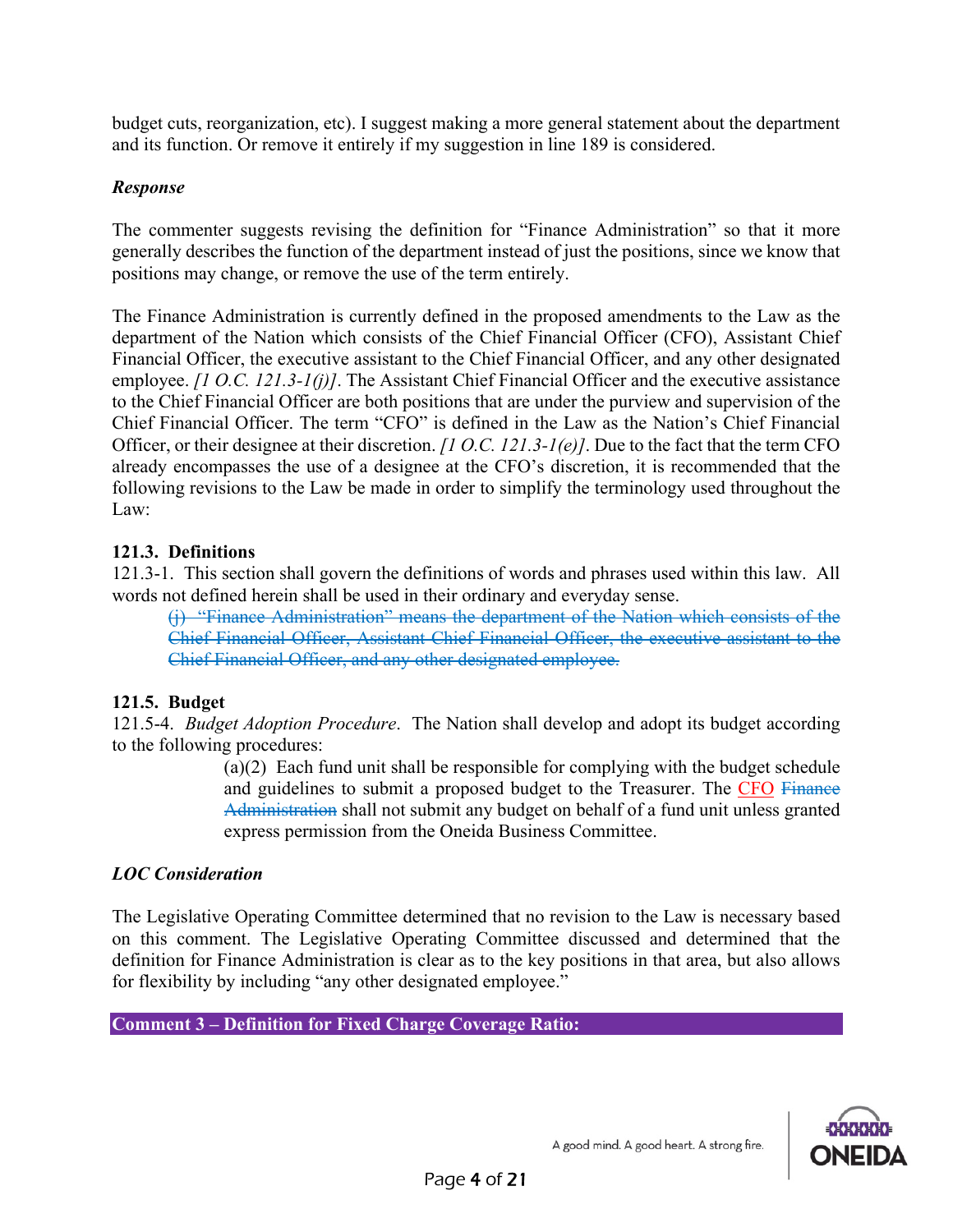budget cuts, reorganization, etc). I suggest making a more general statement about the department and its function. Or remove it entirely if my suggestion in line 189 is considered.

***Response***

The commenter suggests revising the definition for "Finance Administration" so that it more generally describes the function of the department instead of just the positions, since we know that positions may change, or remove the use of the term entirely.

The Finance Administration is currently defined in the proposed amendments to the Law as the department of the Nation which consists of the Chief Financial Officer (CFO), Assistant Chief Financial Officer, the executive assistant to the Chief Financial Officer, and any other designated employee. *[1 O.C. 121.3-1(j)]*. The Assistant Chief Financial Officer and the executive assistance to the Chief Financial Officer are both positions that are under the purview and supervision of the Chief Financial Officer. The term "CFO" is defined in the Law as the Nation's Chief Financial Officer, or their designee at their discretion. *[1 O.C. 121.3-1(e)]*. Due to the fact that the term CFO already encompasses the use of a designee at the CFO's discretion, it is recommended that the following revisions to the Law be made in order to simplify the terminology used throughout the Law:

**121.3. Definitions**
121.3-1. This section shall govern the definitions of words and phrases used within this law. All words not defined herein shall be used in their ordinary and everyday sense.

> ~~(j) "Finance Administration" means the department of the Nation which consists of the Chief Financial Officer, Assistant Chief Financial Officer, the executive assistant to the Chief Financial Officer, and any other designated employee.~~

**121.5. Budget**
121.5-4. *Budget Adoption Procedure*. The Nation shall develop and adopt its budget according to the following procedures:

> (a)(2) Each fund unit shall be responsible for complying with the budget schedule and guidelines to submit a proposed budget to the Treasurer. The CFO ~~Finance Administration~~ shall not submit any budget on behalf of a fund unit unless granted express permission from the Oneida Business Committee.

***LOC Consideration***

The Legislative Operating Committee determined that no revision to the Law is necessary based on this comment. The Legislative Operating Committee discussed and determined that the definition for Finance Administration is clear as to the key positions in that area, but also allows for flexibility by including "any other designated employee."

**Comment 3 – Definition for Fixed Charge Coverage Ratio:**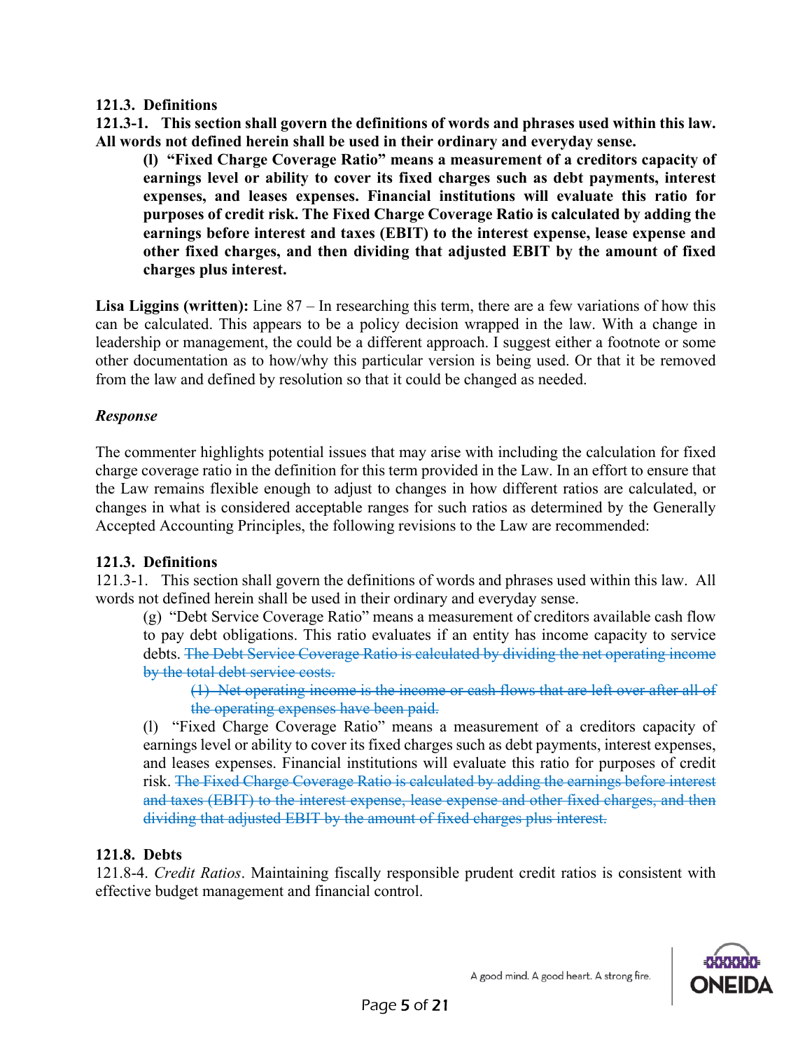**121.3. Definitions**

**121.3-1. This section shall govern the definitions of words and phrases used within this law. All words not defined herein shall be used in their ordinary and everyday sense.**

> **(l) "Fixed Charge Coverage Ratio" means a measurement of a creditors capacity of earnings level or ability to cover its fixed charges such as debt payments, interest expenses, and leases expenses. Financial institutions will evaluate this ratio for purposes of credit risk. The Fixed Charge Coverage Ratio is calculated by adding the earnings before interest and taxes (EBIT) to the interest expense, lease expense and other fixed charges, and then dividing that adjusted EBIT by the amount of fixed charges plus interest.**

**Lisa Liggins (written):** Line 87 – In researching this term, there are a few variations of how this can be calculated. This appears to be a policy decision wrapped in the law. With a change in leadership or management, the could be a different approach. I suggest either a footnote or some other documentation as to how/why this particular version is being used. Or that it be removed from the law and defined by resolution so that it could be changed as needed.

***Response***

The commenter highlights potential issues that may arise with including the calculation for fixed charge coverage ratio in the definition for this term provided in the Law. In an effort to ensure that the Law remains flexible enough to adjust to changes in how different ratios are calculated, or changes in what is considered acceptable ranges for such ratios as determined by the Generally Accepted Accounting Principles, the following revisions to the Law are recommended:

**121.3. Definitions**

121.3-1. This section shall govern the definitions of words and phrases used within this law. All words not defined herein shall be used in their ordinary and everyday sense.

> (g) "Debt Service Coverage Ratio" means a measurement of creditors available cash flow to pay debt obligations. This ratio evaluates if an entity has income capacity to service debts. ~~The Debt Service Coverage Ratio is calculated by dividing the net operating income by the total debt service costs.~~
>
> > ~~(1) Net operating income is the income or cash flows that are left over after all of the operating expenses have been paid.~~
>
> (l) "Fixed Charge Coverage Ratio" means a measurement of a creditors capacity of earnings level or ability to cover its fixed charges such as debt payments, interest expenses, and leases expenses. Financial institutions will evaluate this ratio for purposes of credit risk. ~~The Fixed Charge Coverage Ratio is calculated by adding the earnings before interest and taxes (EBIT) to the interest expense, lease expense and other fixed charges, and then dividing that adjusted EBIT by the amount of fixed charges plus interest.~~

**121.8. Debts**

121.8-4. *Credit Ratios*. Maintaining fiscally responsible prudent credit ratios is consistent with effective budget management and financial control.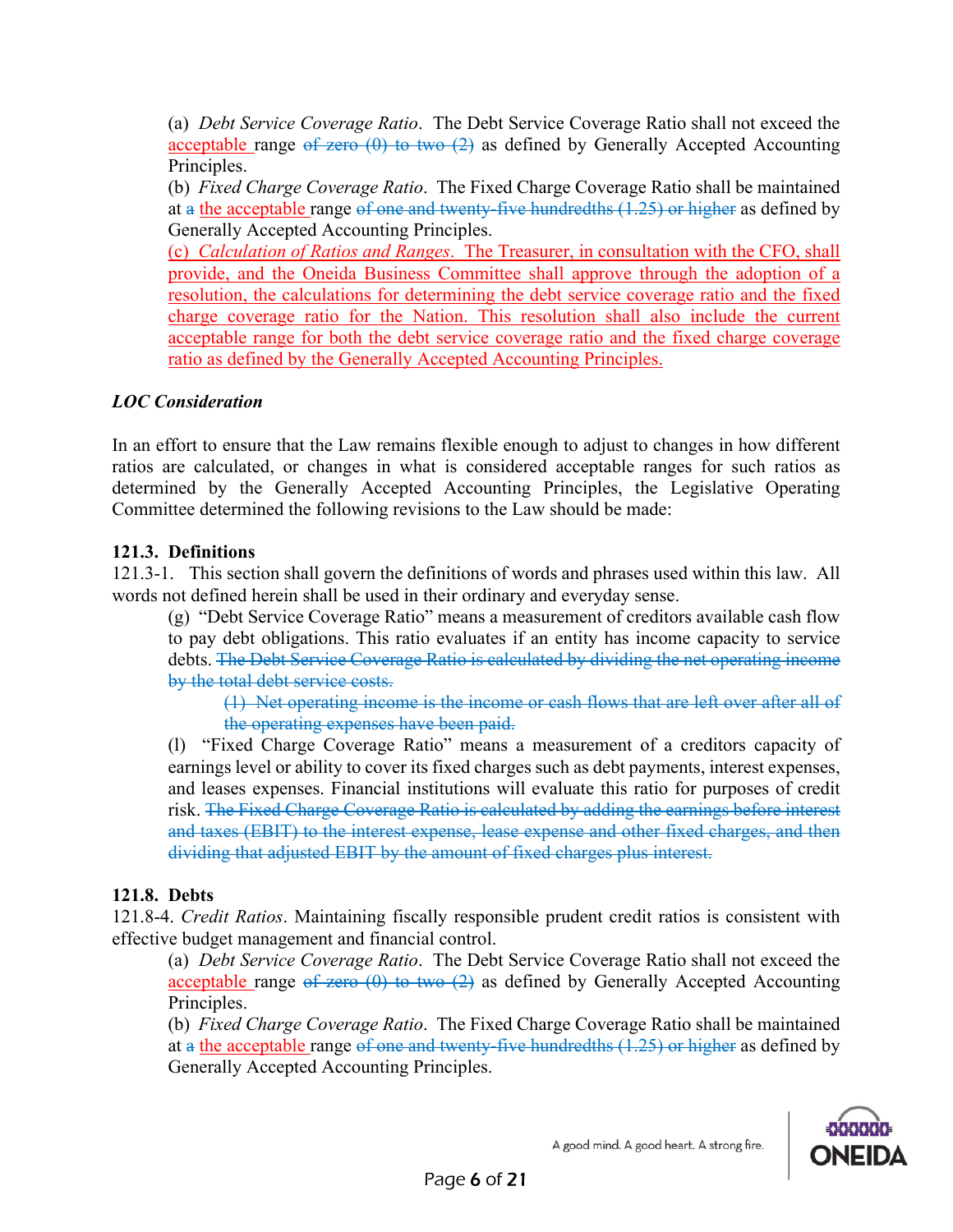(a) *Debt Service Coverage Ratio*. The Debt Service Coverage Ratio shall not exceed the acceptable range ~~of zero (0) to two (2)~~ as defined by Generally Accepted Accounting Principles.

(b) *Fixed Charge Coverage Ratio*. The Fixed Charge Coverage Ratio shall be maintained at ~~a~~ the acceptable range ~~of one and twenty-five hundredths (1.25) or higher~~ as defined by Generally Accepted Accounting Principles.

(c) *Calculation of Ratios and Ranges*. The Treasurer, in consultation with the CFO, shall provide, and the Oneida Business Committee shall approve through the adoption of a resolution, the calculations for determining the debt service coverage ratio and the fixed charge coverage ratio for the Nation. This resolution shall also include the current acceptable range for both the debt service coverage ratio and the fixed charge coverage ratio as defined by the Generally Accepted Accounting Principles.

***LOC Consideration***

In an effort to ensure that the Law remains flexible enough to adjust to changes in how different ratios are calculated, or changes in what is considered acceptable ranges for such ratios as determined by the Generally Accepted Accounting Principles, the Legislative Operating Committee determined the following revisions to the Law should be made:

**121.3. Definitions**

121.3-1. This section shall govern the definitions of words and phrases used within this law. All words not defined herein shall be used in their ordinary and everyday sense.

(g) "Debt Service Coverage Ratio" means a measurement of creditors available cash flow to pay debt obligations. This ratio evaluates if an entity has income capacity to service debts. ~~The Debt Service Coverage Ratio is calculated by dividing the net operating income by the total debt service costs.~~

~~(1) Net operating income is the income or cash flows that are left over after all of the operating expenses have been paid.~~

(l) "Fixed Charge Coverage Ratio" means a measurement of a creditors capacity of earnings level or ability to cover its fixed charges such as debt payments, interest expenses, and leases expenses. Financial institutions will evaluate this ratio for purposes of credit risk. ~~The Fixed Charge Coverage Ratio is calculated by adding the earnings before interest and taxes (EBIT) to the interest expense, lease expense and other fixed charges, and then dividing that adjusted EBIT by the amount of fixed charges plus interest.~~

**121.8. Debts**

121.8-4. *Credit Ratios*. Maintaining fiscally responsible prudent credit ratios is consistent with effective budget management and financial control.

(a) *Debt Service Coverage Ratio*. The Debt Service Coverage Ratio shall not exceed the acceptable range ~~of zero (0) to two (2)~~ as defined by Generally Accepted Accounting Principles.

(b) *Fixed Charge Coverage Ratio*. The Fixed Charge Coverage Ratio shall be maintained at ~~a~~ the acceptable range ~~of one and twenty-five hundredths (1.25) or higher~~ as defined by Generally Accepted Accounting Principles.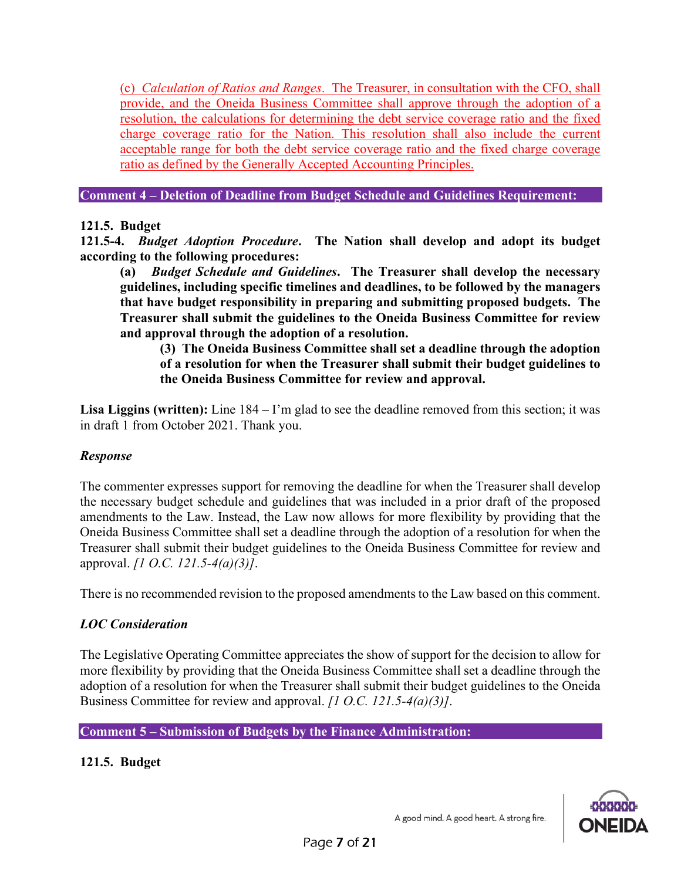(c) *Calculation of Ratios and Ranges*. The Treasurer, in consultation with the CFO, shall provide, and the Oneida Business Committee shall approve through the adoption of a resolution, the calculations for determining the debt service coverage ratio and the fixed charge coverage ratio for the Nation. This resolution shall also include the current acceptable range for both the debt service coverage ratio and the fixed charge coverage ratio as defined by the Generally Accepted Accounting Principles.

## Comment 4 – Deletion of Deadline from Budget Schedule and Guidelines Requirement:

**121.5. Budget**

**121.5-4.** ***Budget Adoption Procedure*****. The Nation shall develop and adopt its budget according to the following procedures:**

> **(a)** ***Budget Schedule and Guidelines*****. The Treasurer shall develop the necessary guidelines, including specific timelines and deadlines, to be followed by the managers that have budget responsibility in preparing and submitting proposed budgets. The Treasurer shall submit the guidelines to the Oneida Business Committee for review and approval through the adoption of a resolution.**
>
> > **(3) The Oneida Business Committee shall set a deadline through the adoption of a resolution for when the Treasurer shall submit their budget guidelines to the Oneida Business Committee for review and approval.**

**Lisa Liggins (written):** Line 184 – I'm glad to see the deadline removed from this section; it was in draft 1 from October 2021. Thank you.

### *Response*

The commenter expresses support for removing the deadline for when the Treasurer shall develop the necessary budget schedule and guidelines that was included in a prior draft of the proposed amendments to the Law. Instead, the Law now allows for more flexibility by providing that the Oneida Business Committee shall set a deadline through the adoption of a resolution for when the Treasurer shall submit their budget guidelines to the Oneida Business Committee for review and approval. *[1 O.C. 121.5-4(a)(3)]*.

There is no recommended revision to the proposed amendments to the Law based on this comment.

### *LOC Consideration*

The Legislative Operating Committee appreciates the show of support for the decision to allow for more flexibility by providing that the Oneida Business Committee shall set a deadline through the adoption of a resolution for when the Treasurer shall submit their budget guidelines to the Oneida Business Committee for review and approval. *[1 O.C. 121.5-4(a)(3)]*.

## Comment 5 – Submission of Budgets by the Finance Administration:

**121.5. Budget**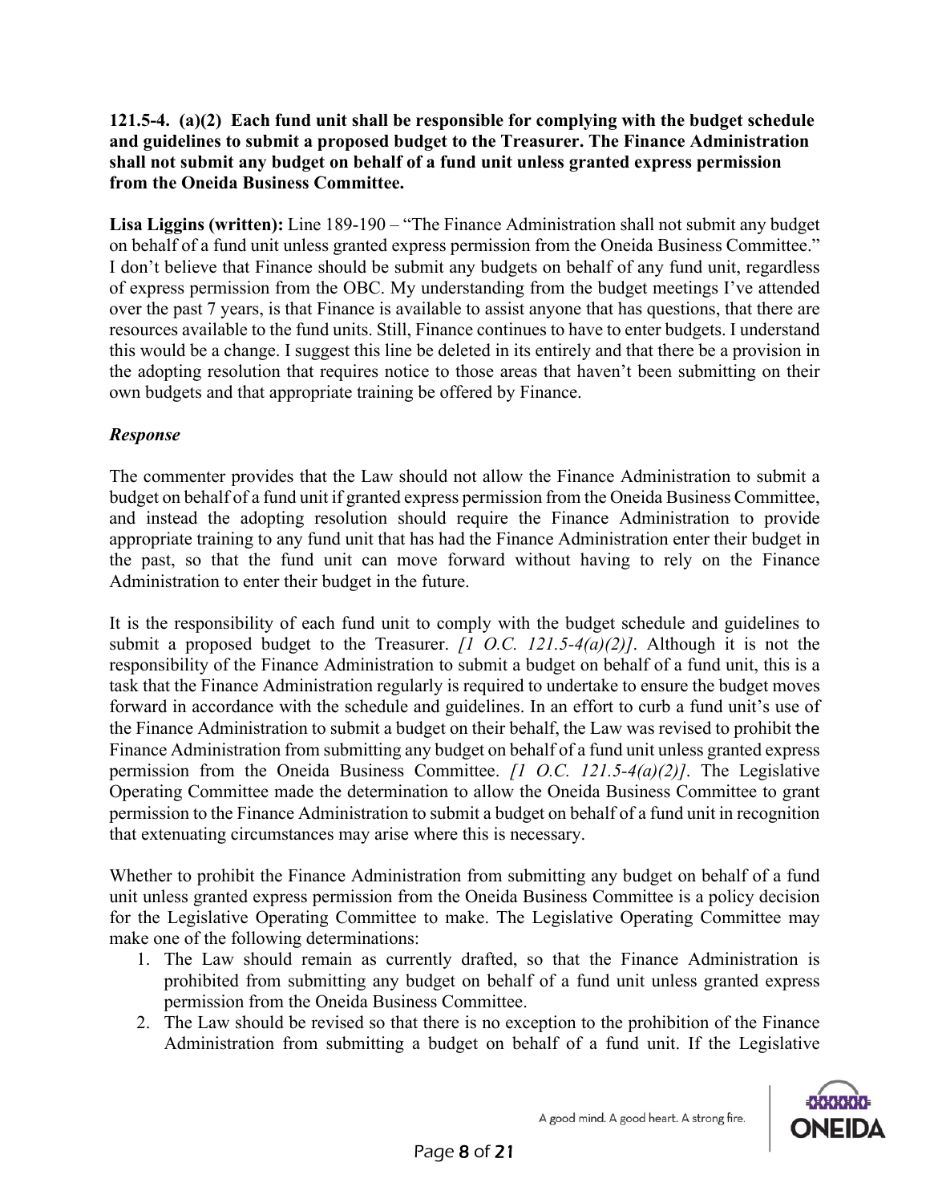**121.5-4. (a)(2) Each fund unit shall be responsible for complying with the budget schedule and guidelines to submit a proposed budget to the Treasurer. The Finance Administration shall not submit any budget on behalf of a fund unit unless granted express permission from the Oneida Business Committee.**

**Lisa Liggins (written):** Line 189-190 – "The Finance Administration shall not submit any budget on behalf of a fund unit unless granted express permission from the Oneida Business Committee." I don't believe that Finance should be submit any budgets on behalf of any fund unit, regardless of express permission from the OBC. My understanding from the budget meetings I've attended over the past 7 years, is that Finance is available to assist anyone that has questions, that there are resources available to the fund units. Still, Finance continues to have to enter budgets. I understand this would be a change. I suggest this line be deleted in its entirely and that there be a provision in the adopting resolution that requires notice to those areas that haven't been submitting on their own budgets and that appropriate training be offered by Finance.

***Response***

The commenter provides that the Law should not allow the Finance Administration to submit a budget on behalf of a fund unit if granted express permission from the Oneida Business Committee, and instead the adopting resolution should require the Finance Administration to provide appropriate training to any fund unit that has had the Finance Administration enter their budget in the past, so that the fund unit can move forward without having to rely on the Finance Administration to enter their budget in the future.

It is the responsibility of each fund unit to comply with the budget schedule and guidelines to submit a proposed budget to the Treasurer. *[1 O.C. 121.5-4(a)(2)]*. Although it is not the responsibility of the Finance Administration to submit a budget on behalf of a fund unit, this is a task that the Finance Administration regularly is required to undertake to ensure the budget moves forward in accordance with the schedule and guidelines. In an effort to curb a fund unit's use of the Finance Administration to submit a budget on their behalf, the Law was revised to prohibit the Finance Administration from submitting any budget on behalf of a fund unit unless granted express permission from the Oneida Business Committee. *[1 O.C. 121.5-4(a)(2)]*. The Legislative Operating Committee made the determination to allow the Oneida Business Committee to grant permission to the Finance Administration to submit a budget on behalf of a fund unit in recognition that extenuating circumstances may arise where this is necessary.

Whether to prohibit the Finance Administration from submitting any budget on behalf of a fund unit unless granted express permission from the Oneida Business Committee is a policy decision for the Legislative Operating Committee to make. The Legislative Operating Committee may make one of the following determinations:

1. The Law should remain as currently drafted, so that the Finance Administration is prohibited from submitting any budget on behalf of a fund unit unless granted express permission from the Oneida Business Committee.
2. The Law should be revised so that there is no exception to the prohibition of the Finance Administration from submitting a budget on behalf of a fund unit. If the Legislative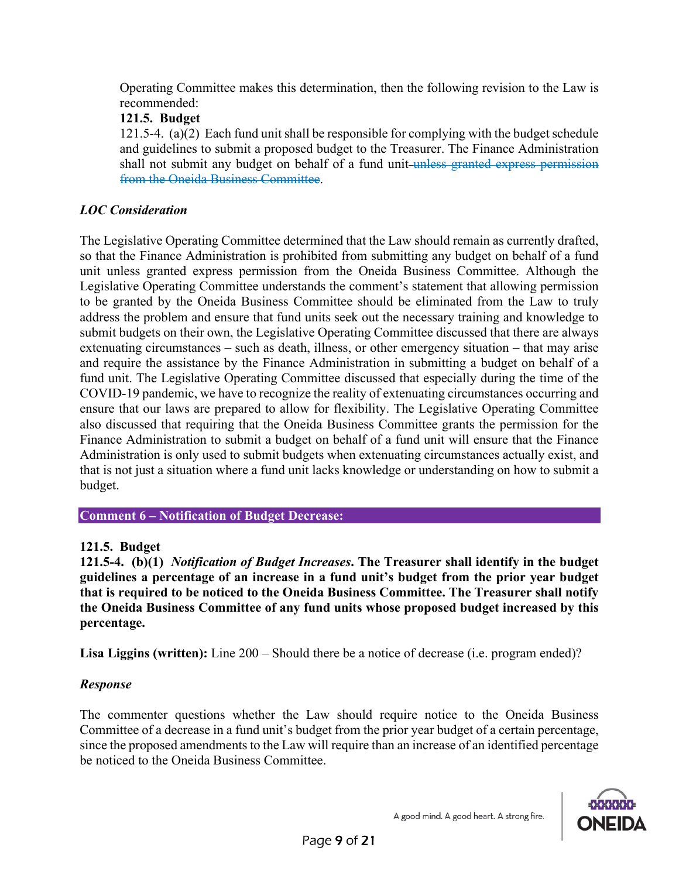Operating Committee makes this determination, then the following revision to the Law is recommended:

**121.5. Budget**

121.5-4. (a)(2) Each fund unit shall be responsible for complying with the budget schedule and guidelines to submit a proposed budget to the Treasurer. The Finance Administration shall not submit any budget on behalf of a fund unit ~~unless granted express permission from the Oneida Business Committee~~.

*LOC Consideration*

The Legislative Operating Committee determined that the Law should remain as currently drafted, so that the Finance Administration is prohibited from submitting any budget on behalf of a fund unit unless granted express permission from the Oneida Business Committee. Although the Legislative Operating Committee understands the comment's statement that allowing permission to be granted by the Oneida Business Committee should be eliminated from the Law to truly address the problem and ensure that fund units seek out the necessary training and knowledge to submit budgets on their own, the Legislative Operating Committee discussed that there are always extenuating circumstances – such as death, illness, or other emergency situation – that may arise and require the assistance by the Finance Administration in submitting a budget on behalf of a fund unit. The Legislative Operating Committee discussed that especially during the time of the COVID-19 pandemic, we have to recognize the reality of extenuating circumstances occurring and ensure that our laws are prepared to allow for flexibility. The Legislative Operating Committee also discussed that requiring that the Oneida Business Committee grants the permission for the Finance Administration to submit a budget on behalf of a fund unit will ensure that the Finance Administration is only used to submit budgets when extenuating circumstances actually exist, and that is not just a situation where a fund unit lacks knowledge or understanding on how to submit a budget.

## Comment 6 – Notification of Budget Decrease:

**121.5. Budget**

**121.5-4. (b)(1)** ***Notification of Budget Increases*. The Treasurer shall identify in the budget guidelines a percentage of an increase in a fund unit's budget from the prior year budget that is required to be noticed to the Oneida Business Committee. The Treasurer shall notify the Oneida Business Committee of any fund units whose proposed budget increased by this percentage.**

**Lisa Liggins (written):** Line 200 – Should there be a notice of decrease (i.e. program ended)?

*Response*

The commenter questions whether the Law should require notice to the Oneida Business Committee of a decrease in a fund unit's budget from the prior year budget of a certain percentage, since the proposed amendments to the Law will require than an increase of an identified percentage be noticed to the Oneida Business Committee.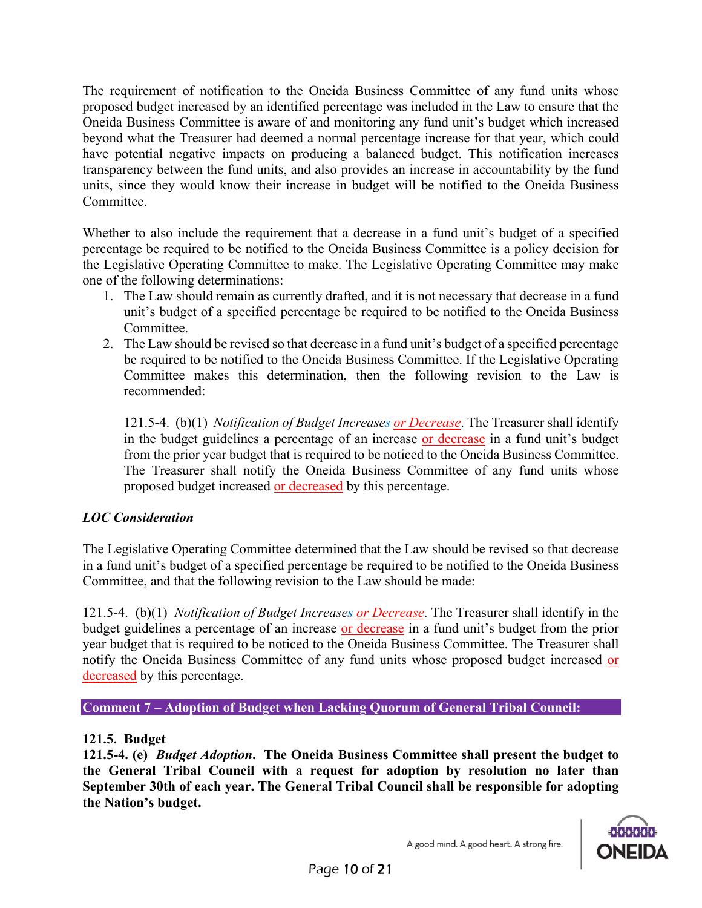The requirement of notification to the Oneida Business Committee of any fund units whose proposed budget increased by an identified percentage was included in the Law to ensure that the Oneida Business Committee is aware of and monitoring any fund unit's budget which increased beyond what the Treasurer had deemed a normal percentage increase for that year, which could have potential negative impacts on producing a balanced budget. This notification increases transparency between the fund units, and also provides an increase in accountability by the fund units, since they would know their increase in budget will be notified to the Oneida Business Committee.

Whether to also include the requirement that a decrease in a fund unit's budget of a specified percentage be required to be notified to the Oneida Business Committee is a policy decision for the Legislative Operating Committee to make. The Legislative Operating Committee may make one of the following determinations:

1. The Law should remain as currently drafted, and it is not necessary that decrease in a fund unit's budget of a specified percentage be required to be notified to the Oneida Business Committee.
2. The Law should be revised so that decrease in a fund unit's budget of a specified percentage be required to be notified to the Oneida Business Committee. If the Legislative Operating Committee makes this determination, then the following revision to the Law is recommended:

   121.5-4. (b)(1) *Notification of Budget Increase~~s~~ or Decrease*. The Treasurer shall identify in the budget guidelines a percentage of an increase or decrease in a fund unit's budget from the prior year budget that is required to be noticed to the Oneida Business Committee. The Treasurer shall notify the Oneida Business Committee of any fund units whose proposed budget increased or decreased by this percentage.

***LOC Consideration***

The Legislative Operating Committee determined that the Law should be revised so that decrease in a fund unit's budget of a specified percentage be required to be notified to the Oneida Business Committee, and that the following revision to the Law should be made:

121.5-4. (b)(1) *Notification of Budget Increase~~s~~ or Decrease*. The Treasurer shall identify in the budget guidelines a percentage of an increase or decrease in a fund unit's budget from the prior year budget that is required to be noticed to the Oneida Business Committee. The Treasurer shall notify the Oneida Business Committee of any fund units whose proposed budget increased or decreased by this percentage.

**Comment 7 – Adoption of Budget when Lacking Quorum of General Tribal Council:**

**121.5. Budget**

**121.5-4. (e) *Budget Adoption*. The Oneida Business Committee shall present the budget to the General Tribal Council with a request for adoption by resolution no later than September 30th of each year. The General Tribal Council shall be responsible for adopting the Nation's budget.**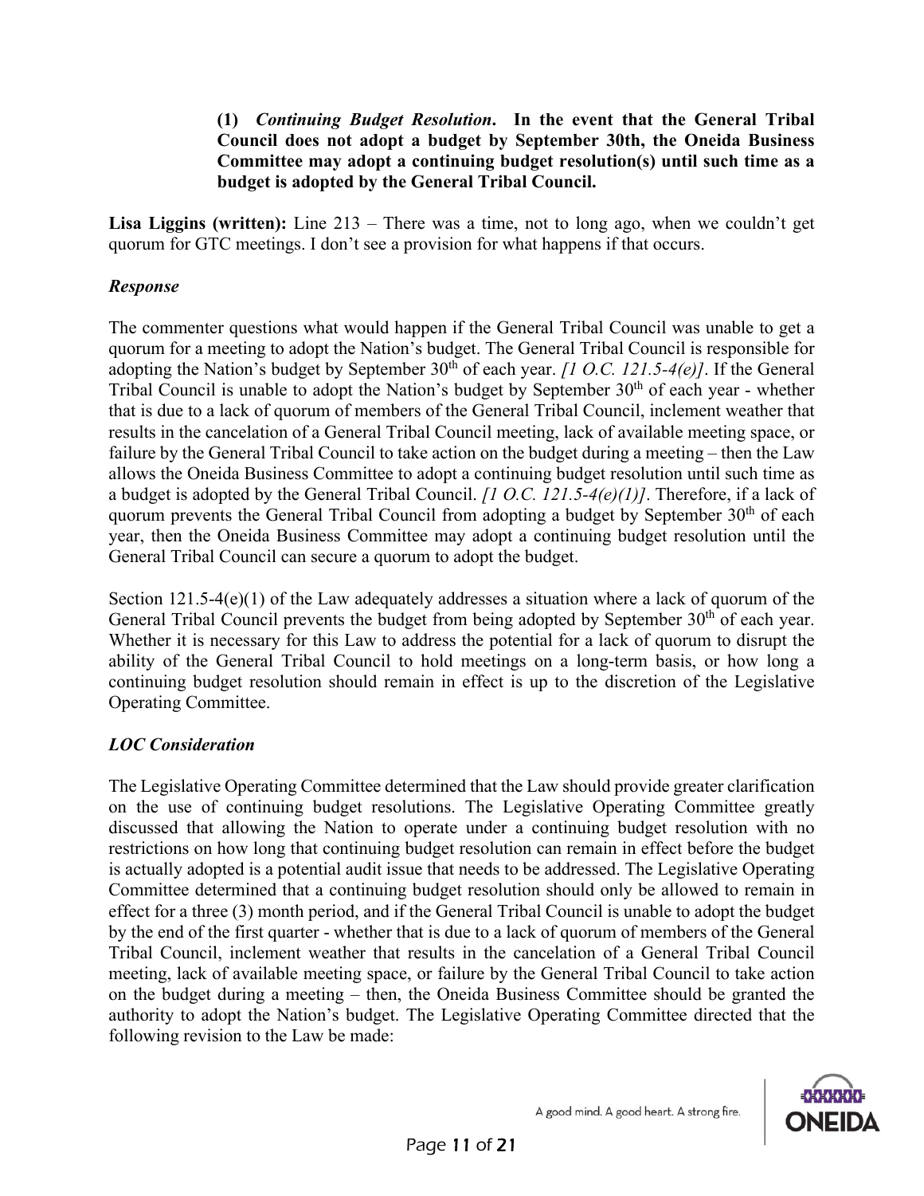**(1)** ***Continuing Budget Resolution*****. In the event that the General Tribal Council does not adopt a budget by September 30th, the Oneida Business Committee may adopt a continuing budget resolution(s) until such time as a budget is adopted by the General Tribal Council.**

**Lisa Liggins (written):** Line 213 – There was a time, not to long ago, when we couldn't get quorum for GTC meetings. I don't see a provision for what happens if that occurs.

***Response***

The commenter questions what would happen if the General Tribal Council was unable to get a quorum for a meeting to adopt the Nation's budget. The General Tribal Council is responsible for adopting the Nation's budget by September 30th of each year. *[1 O.C. 121.5-4(e)]*. If the General Tribal Council is unable to adopt the Nation's budget by September 30th of each year - whether that is due to a lack of quorum of members of the General Tribal Council, inclement weather that results in the cancelation of a General Tribal Council meeting, lack of available meeting space, or failure by the General Tribal Council to take action on the budget during a meeting – then the Law allows the Oneida Business Committee to adopt a continuing budget resolution until such time as a budget is adopted by the General Tribal Council. *[1 O.C. 121.5-4(e)(1)]*. Therefore, if a lack of quorum prevents the General Tribal Council from adopting a budget by September 30th of each year, then the Oneida Business Committee may adopt a continuing budget resolution until the General Tribal Council can secure a quorum to adopt the budget.

Section 121.5-4(e)(1) of the Law adequately addresses a situation where a lack of quorum of the General Tribal Council prevents the budget from being adopted by September 30th of each year. Whether it is necessary for this Law to address the potential for a lack of quorum to disrupt the ability of the General Tribal Council to hold meetings on a long-term basis, or how long a continuing budget resolution should remain in effect is up to the discretion of the Legislative Operating Committee.

***LOC Consideration***

The Legislative Operating Committee determined that the Law should provide greater clarification on the use of continuing budget resolutions. The Legislative Operating Committee greatly discussed that allowing the Nation to operate under a continuing budget resolution with no restrictions on how long that continuing budget resolution can remain in effect before the budget is actually adopted is a potential audit issue that needs to be addressed. The Legislative Operating Committee determined that a continuing budget resolution should only be allowed to remain in effect for a three (3) month period, and if the General Tribal Council is unable to adopt the budget by the end of the first quarter - whether that is due to a lack of quorum of members of the General Tribal Council, inclement weather that results in the cancelation of a General Tribal Council meeting, lack of available meeting space, or failure by the General Tribal Council to take action on the budget during a meeting – then, the Oneida Business Committee should be granted the authority to adopt the Nation's budget. The Legislative Operating Committee directed that the following revision to the Law be made: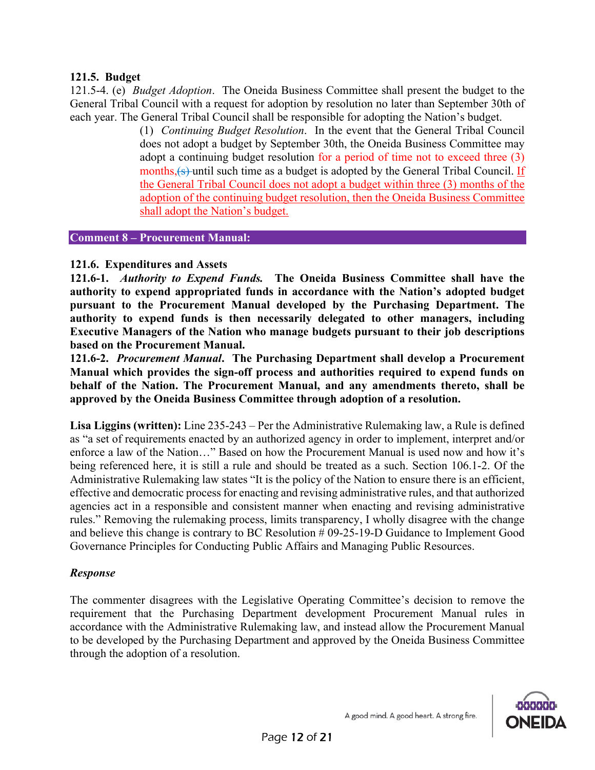**121.5. Budget**

121.5-4. (e) *Budget Adoption*. The Oneida Business Committee shall present the budget to the General Tribal Council with a request for adoption by resolution no later than September 30th of each year. The General Tribal Council shall be responsible for adopting the Nation's budget.

> (1) *Continuing Budget Resolution*. In the event that the General Tribal Council does not adopt a budget by September 30th, the Oneida Business Committee may adopt a continuing budget resolution for a period of time not to exceed three (3) months,~~(s)~~ until such time as a budget is adopted by the General Tribal Council. If the General Tribal Council does not adopt a budget within three (3) months of the adoption of the continuing budget resolution, then the Oneida Business Committee shall adopt the Nation's budget.

## Comment 8 – Procurement Manual:

**121.6. Expenditures and Assets**

**121.6-1. *Authority to Expend Funds.* The Oneida Business Committee shall have the authority to expend appropriated funds in accordance with the Nation's adopted budget pursuant to the Procurement Manual developed by the Purchasing Department. The authority to expend funds is then necessarily delegated to other managers, including Executive Managers of the Nation who manage budgets pursuant to their job descriptions based on the Procurement Manual.**

**121.6-2. *Procurement Manual*. The Purchasing Department shall develop a Procurement Manual which provides the sign-off process and authorities required to expend funds on behalf of the Nation. The Procurement Manual, and any amendments thereto, shall be approved by the Oneida Business Committee through adoption of a resolution.**

**Lisa Liggins (written):** Line 235-243 – Per the Administrative Rulemaking law, a Rule is defined as "a set of requirements enacted by an authorized agency in order to implement, interpret and/or enforce a law of the Nation…" Based on how the Procurement Manual is used now and how it's being referenced here, it is still a rule and should be treated as a such. Section 106.1-2. Of the Administrative Rulemaking law states "It is the policy of the Nation to ensure there is an efficient, effective and democratic process for enacting and revising administrative rules, and that authorized agencies act in a responsible and consistent manner when enacting and revising administrative rules." Removing the rulemaking process, limits transparency, I wholly disagree with the change and believe this change is contrary to BC Resolution # 09-25-19-D Guidance to Implement Good Governance Principles for Conducting Public Affairs and Managing Public Resources.

***Response***

The commenter disagrees with the Legislative Operating Committee's decision to remove the requirement that the Purchasing Department development Procurement Manual rules in accordance with the Administrative Rulemaking law, and instead allow the Procurement Manual to be developed by the Purchasing Department and approved by the Oneida Business Committee through the adoption of a resolution.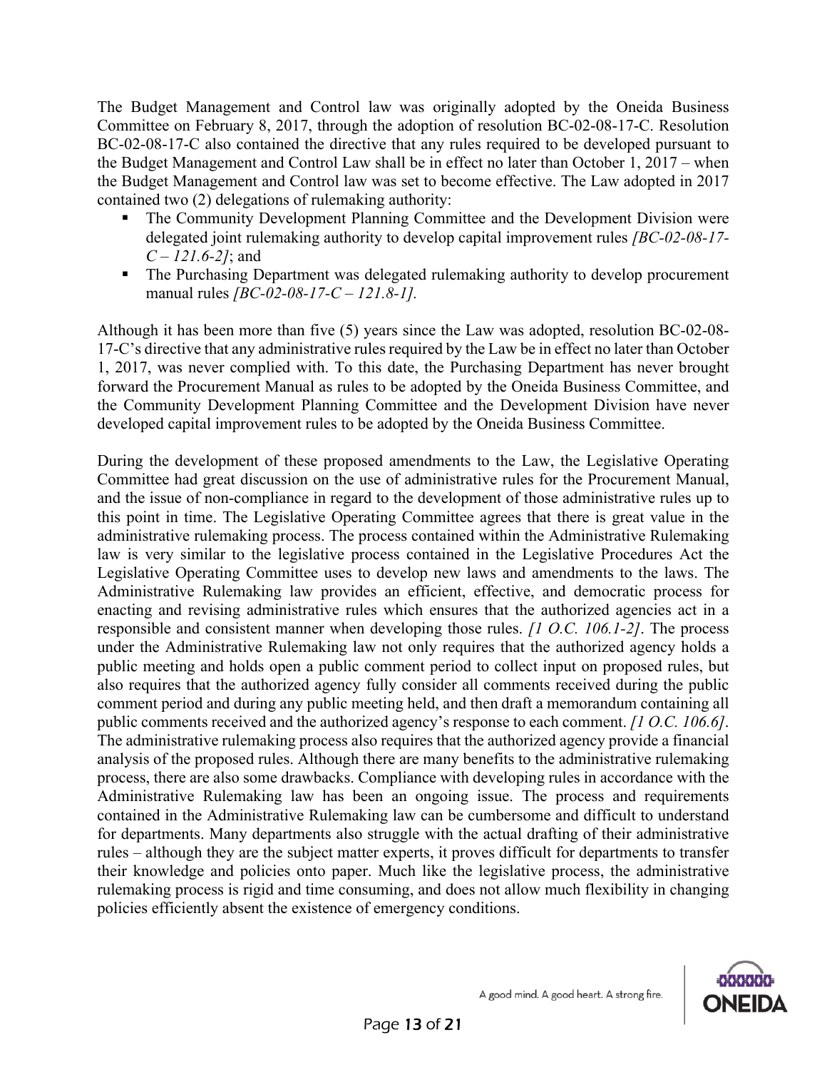The Budget Management and Control law was originally adopted by the Oneida Business Committee on February 8, 2017, through the adoption of resolution BC-02-08-17-C. Resolution BC-02-08-17-C also contained the directive that any rules required to be developed pursuant to the Budget Management and Control Law shall be in effect no later than October 1, 2017 – when the Budget Management and Control law was set to become effective. The Law adopted in 2017 contained two (2) delegations of rulemaking authority:

- The Community Development Planning Committee and the Development Division were delegated joint rulemaking authority to develop capital improvement rules *[BC-02-08-17-C – 121.6-2]*; and
- The Purchasing Department was delegated rulemaking authority to develop procurement manual rules *[BC-02-08-17-C – 121.8-1].*

Although it has been more than five (5) years since the Law was adopted, resolution BC-02-08-17-C's directive that any administrative rules required by the Law be in effect no later than October 1, 2017, was never complied with. To this date, the Purchasing Department has never brought forward the Procurement Manual as rules to be adopted by the Oneida Business Committee, and the Community Development Planning Committee and the Development Division have never developed capital improvement rules to be adopted by the Oneida Business Committee.

During the development of these proposed amendments to the Law, the Legislative Operating Committee had great discussion on the use of administrative rules for the Procurement Manual, and the issue of non-compliance in regard to the development of those administrative rules up to this point in time. The Legislative Operating Committee agrees that there is great value in the administrative rulemaking process. The process contained within the Administrative Rulemaking law is very similar to the legislative process contained in the Legislative Procedures Act the Legislative Operating Committee uses to develop new laws and amendments to the laws. The Administrative Rulemaking law provides an efficient, effective, and democratic process for enacting and revising administrative rules which ensures that the authorized agencies act in a responsible and consistent manner when developing those rules. *[1 O.C. 106.1-2]*. The process under the Administrative Rulemaking law not only requires that the authorized agency holds a public meeting and holds open a public comment period to collect input on proposed rules, but also requires that the authorized agency fully consider all comments received during the public comment period and during any public meeting held, and then draft a memorandum containing all public comments received and the authorized agency's response to each comment. *[1 O.C. 106.6]*. The administrative rulemaking process also requires that the authorized agency provide a financial analysis of the proposed rules. Although there are many benefits to the administrative rulemaking process, there are also some drawbacks. Compliance with developing rules in accordance with the Administrative Rulemaking law has been an ongoing issue. The process and requirements contained in the Administrative Rulemaking law can be cumbersome and difficult to understand for departments. Many departments also struggle with the actual drafting of their administrative rules – although they are the subject matter experts, it proves difficult for departments to transfer their knowledge and policies onto paper. Much like the legislative process, the administrative rulemaking process is rigid and time consuming, and does not allow much flexibility in changing policies efficiently absent the existence of emergency conditions.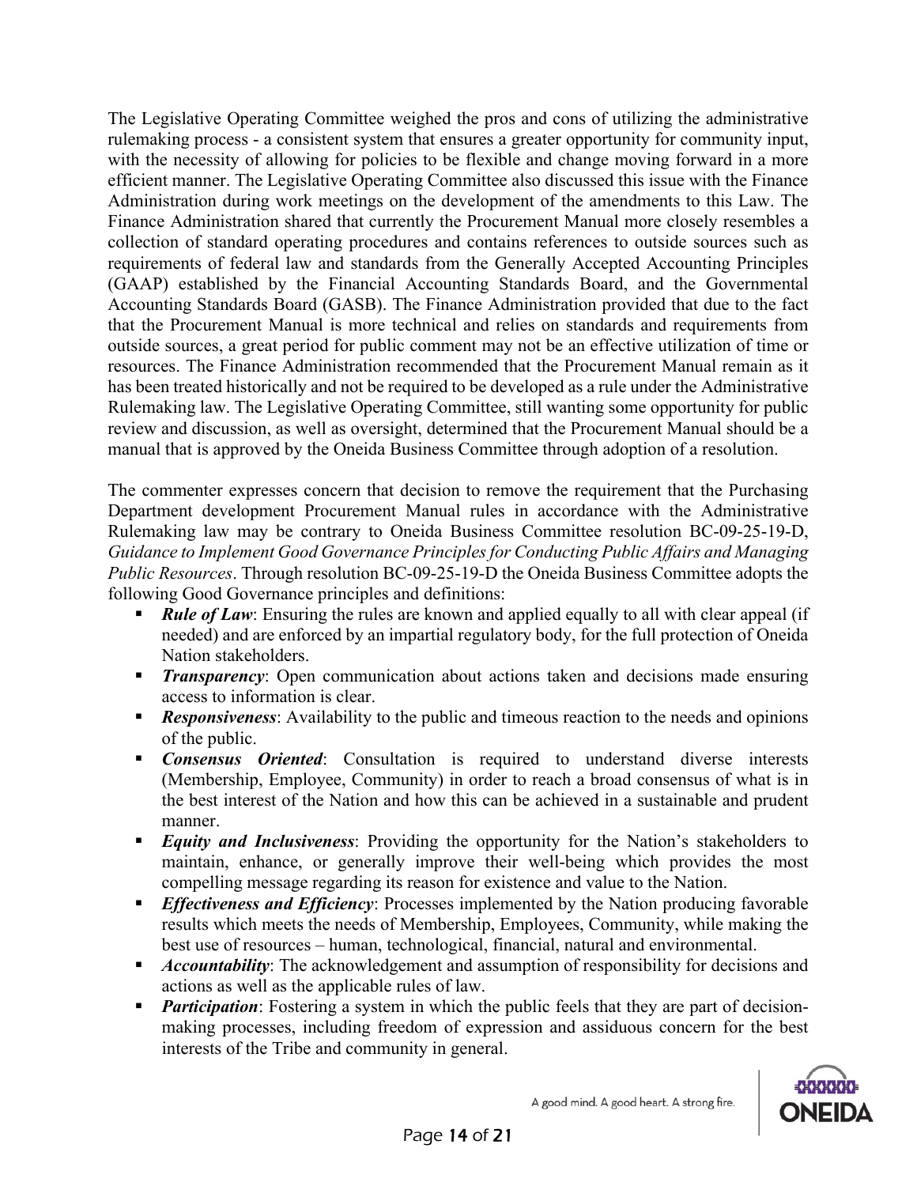The Legislative Operating Committee weighed the pros and cons of utilizing the administrative rulemaking process - a consistent system that ensures a greater opportunity for community input, with the necessity of allowing for policies to be flexible and change moving forward in a more efficient manner. The Legislative Operating Committee also discussed this issue with the Finance Administration during work meetings on the development of the amendments to this Law. The Finance Administration shared that currently the Procurement Manual more closely resembles a collection of standard operating procedures and contains references to outside sources such as requirements of federal law and standards from the Generally Accepted Accounting Principles (GAAP) established by the Financial Accounting Standards Board, and the Governmental Accounting Standards Board (GASB). The Finance Administration provided that due to the fact that the Procurement Manual is more technical and relies on standards and requirements from outside sources, a great period for public comment may not be an effective utilization of time or resources. The Finance Administration recommended that the Procurement Manual remain as it has been treated historically and not be required to be developed as a rule under the Administrative Rulemaking law. The Legislative Operating Committee, still wanting some opportunity for public review and discussion, as well as oversight, determined that the Procurement Manual should be a manual that is approved by the Oneida Business Committee through adoption of a resolution.

The commenter expresses concern that decision to remove the requirement that the Purchasing Department development Procurement Manual rules in accordance with the Administrative Rulemaking law may be contrary to Oneida Business Committee resolution BC-09-25-19-D, *Guidance to Implement Good Governance Principles for Conducting Public Affairs and Managing Public Resources*. Through resolution BC-09-25-19-D the Oneida Business Committee adopts the following Good Governance principles and definitions:

- ***Rule of Law***: Ensuring the rules are known and applied equally to all with clear appeal (if needed) and are enforced by an impartial regulatory body, for the full protection of Oneida Nation stakeholders.
- ***Transparency***: Open communication about actions taken and decisions made ensuring access to information is clear.
- ***Responsiveness***: Availability to the public and timeous reaction to the needs and opinions of the public.
- ***Consensus Oriented***: Consultation is required to understand diverse interests (Membership, Employee, Community) in order to reach a broad consensus of what is in the best interest of the Nation and how this can be achieved in a sustainable and prudent manner.
- ***Equity and Inclusiveness***: Providing the opportunity for the Nation's stakeholders to maintain, enhance, or generally improve their well-being which provides the most compelling message regarding its reason for existence and value to the Nation.
- ***Effectiveness and Efficiency***: Processes implemented by the Nation producing favorable results which meets the needs of Membership, Employees, Community, while making the best use of resources – human, technological, financial, natural and environmental.
- ***Accountability***: The acknowledgement and assumption of responsibility for decisions and actions as well as the applicable rules of law.
- ***Participation***: Fostering a system in which the public feels that they are part of decision-making processes, including freedom of expression and assiduous concern for the best interests of the Tribe and community in general.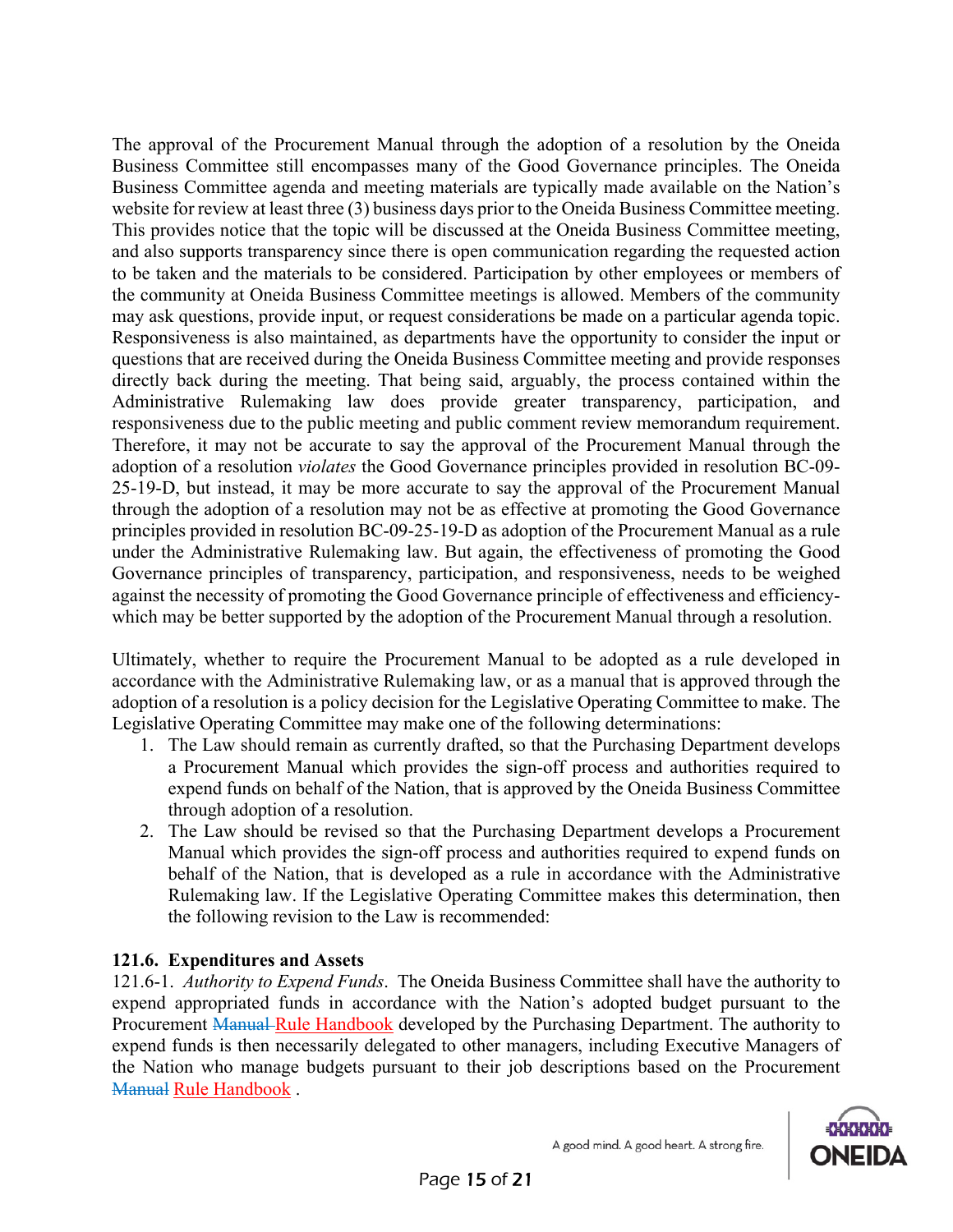The approval of the Procurement Manual through the adoption of a resolution by the Oneida Business Committee still encompasses many of the Good Governance principles. The Oneida Business Committee agenda and meeting materials are typically made available on the Nation's website for review at least three (3) business days prior to the Oneida Business Committee meeting. This provides notice that the topic will be discussed at the Oneida Business Committee meeting, and also supports transparency since there is open communication regarding the requested action to be taken and the materials to be considered. Participation by other employees or members of the community at Oneida Business Committee meetings is allowed. Members of the community may ask questions, provide input, or request considerations be made on a particular agenda topic. Responsiveness is also maintained, as departments have the opportunity to consider the input or questions that are received during the Oneida Business Committee meeting and provide responses directly back during the meeting. That being said, arguably, the process contained within the Administrative Rulemaking law does provide greater transparency, participation, and responsiveness due to the public meeting and public comment review memorandum requirement. Therefore, it may not be accurate to say the approval of the Procurement Manual through the adoption of a resolution *violates* the Good Governance principles provided in resolution BC-09-25-19-D, but instead, it may be more accurate to say the approval of the Procurement Manual through the adoption of a resolution may not be as effective at promoting the Good Governance principles provided in resolution BC-09-25-19-D as adoption of the Procurement Manual as a rule under the Administrative Rulemaking law. But again, the effectiveness of promoting the Good Governance principles of transparency, participation, and responsiveness, needs to be weighed against the necessity of promoting the Good Governance principle of effectiveness and efficiency- which may be better supported by the adoption of the Procurement Manual through a resolution.

Ultimately, whether to require the Procurement Manual to be adopted as a rule developed in accordance with the Administrative Rulemaking law, or as a manual that is approved through the adoption of a resolution is a policy decision for the Legislative Operating Committee to make. The Legislative Operating Committee may make one of the following determinations:

1. The Law should remain as currently drafted, so that the Purchasing Department develops a Procurement Manual which provides the sign-off process and authorities required to expend funds on behalf of the Nation, that is approved by the Oneida Business Committee through adoption of a resolution.
2. The Law should be revised so that the Purchasing Department develops a Procurement Manual which provides the sign-off process and authorities required to expend funds on behalf of the Nation, that is developed as a rule in accordance with the Administrative Rulemaking law. If the Legislative Operating Committee makes this determination, then the following revision to the Law is recommended:

**121.6. Expenditures and Assets**
121.6-1. *Authority to Expend Funds*. The Oneida Business Committee shall have the authority to expend appropriated funds in accordance with the Nation's adopted budget pursuant to the Procurement ~~Manual~~ Rule Handbook developed by the Purchasing Department. The authority to expend funds is then necessarily delegated to other managers, including Executive Managers of the Nation who manage budgets pursuant to their job descriptions based on the Procurement ~~Manual~~ Rule Handbook .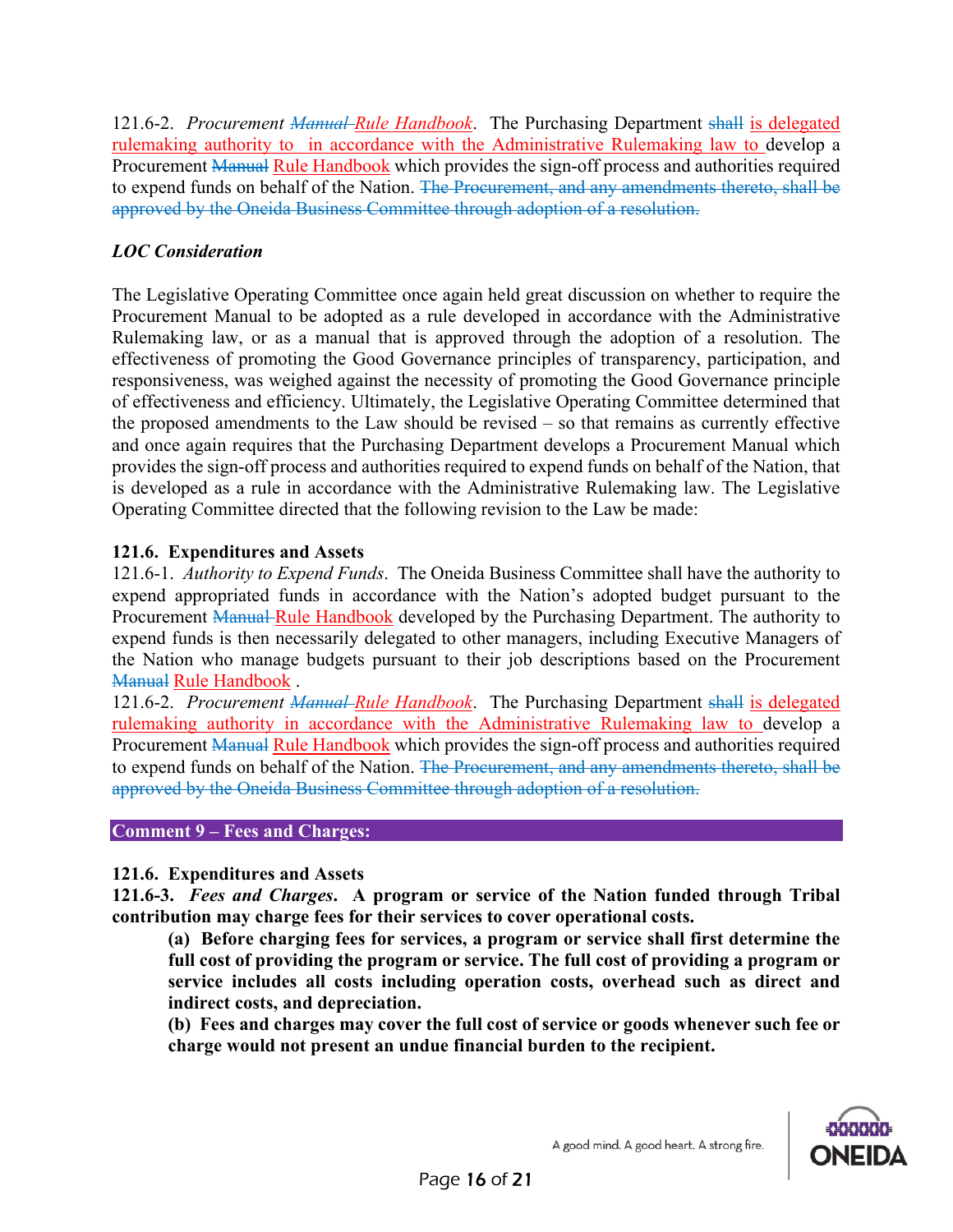121.6-2. *Procurement ~~Manual~~ Rule Handbook*. The Purchasing Department ~~shall~~ is delegated rulemaking authority to in accordance with the Administrative Rulemaking law to develop a Procurement ~~Manual~~ Rule Handbook which provides the sign-off process and authorities required to expend funds on behalf of the Nation. ~~The Procurement, and any amendments thereto, shall be approved by the Oneida Business Committee through adoption of a resolution.~~

*LOC Consideration*

The Legislative Operating Committee once again held great discussion on whether to require the Procurement Manual to be adopted as a rule developed in accordance with the Administrative Rulemaking law, or as a manual that is approved through the adoption of a resolution. The effectiveness of promoting the Good Governance principles of transparency, participation, and responsiveness, was weighed against the necessity of promoting the Good Governance principle of effectiveness and efficiency. Ultimately, the Legislative Operating Committee determined that the proposed amendments to the Law should be revised – so that remains as currently effective and once again requires that the Purchasing Department develops a Procurement Manual which provides the sign-off process and authorities required to expend funds on behalf of the Nation, that is developed as a rule in accordance with the Administrative Rulemaking law. The Legislative Operating Committee directed that the following revision to the Law be made:

**121.6. Expenditures and Assets**
121.6-1. *Authority to Expend Funds*. The Oneida Business Committee shall have the authority to expend appropriated funds in accordance with the Nation's adopted budget pursuant to the Procurement ~~Manual~~ Rule Handbook developed by the Purchasing Department. The authority to expend funds is then necessarily delegated to other managers, including Executive Managers of the Nation who manage budgets pursuant to their job descriptions based on the Procurement ~~Manual~~ Rule Handbook .
121.6-2. *Procurement ~~Manual~~ Rule Handbook*. The Purchasing Department ~~shall~~ is delegated rulemaking authority in accordance with the Administrative Rulemaking law to develop a Procurement ~~Manual~~ Rule Handbook which provides the sign-off process and authorities required to expend funds on behalf of the Nation. ~~The Procurement, and any amendments thereto, shall be approved by the Oneida Business Committee through adoption of a resolution.~~

**Comment 9 – Fees and Charges:**

**121.6. Expenditures and Assets**
**121.6-3. *Fees and Charges*. A program or service of the Nation funded through Tribal contribution may charge fees for their services to cover operational costs.**

> **(a) Before charging fees for services, a program or service shall first determine the full cost of providing the program or service. The full cost of providing a program or service includes all costs including operation costs, overhead such as direct and indirect costs, and depreciation.**
> **(b) Fees and charges may cover the full cost of service or goods whenever such fee or charge would not present an undue financial burden to the recipient.**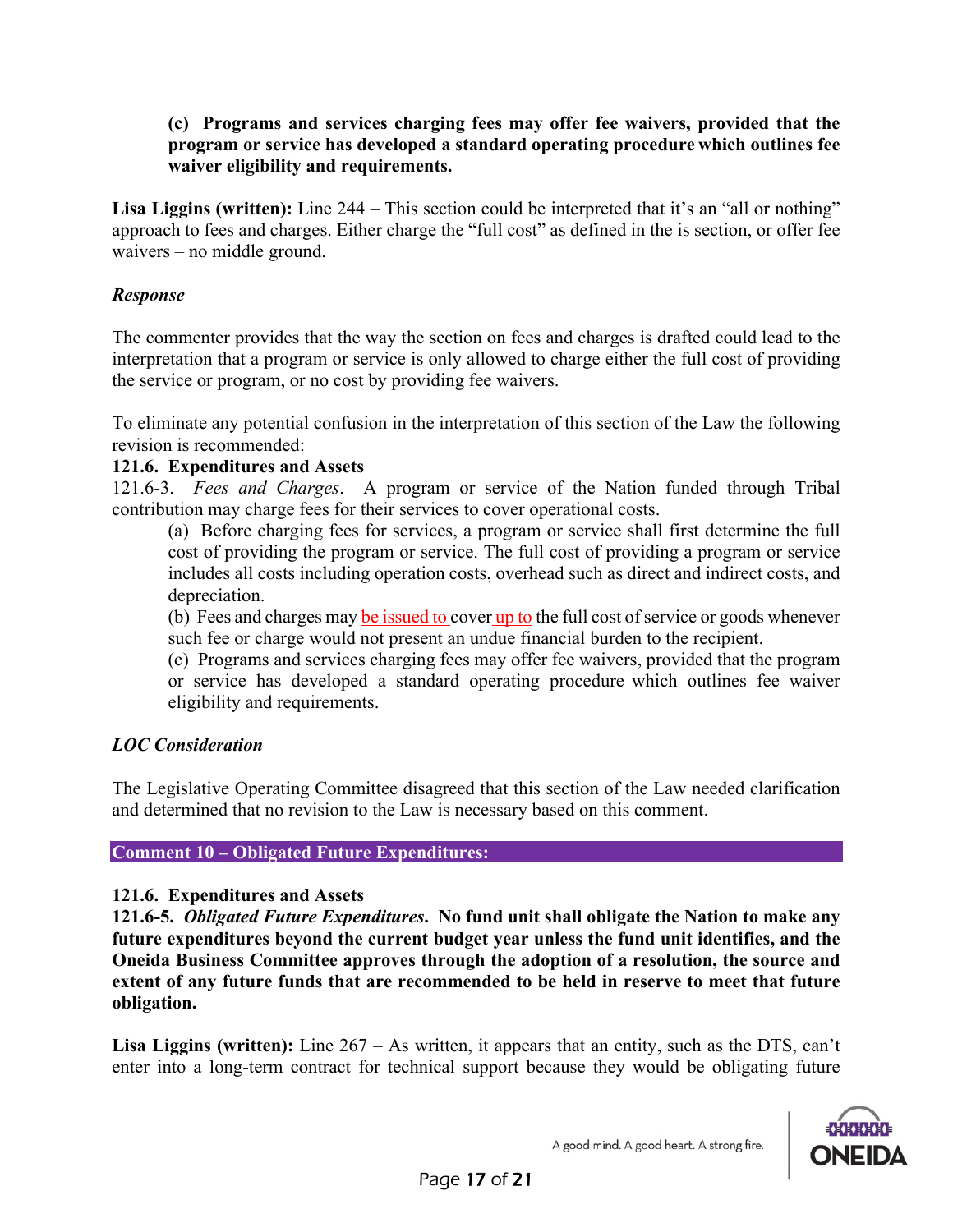**(c) Programs and services charging fees may offer fee waivers, provided that the program or service has developed a standard operating procedure which outlines fee waiver eligibility and requirements.**

**Lisa Liggins (written):** Line 244 – This section could be interpreted that it's an "all or nothing" approach to fees and charges. Either charge the "full cost" as defined in the is section, or offer fee waivers – no middle ground.

***Response***

The commenter provides that the way the section on fees and charges is drafted could lead to the interpretation that a program or service is only allowed to charge either the full cost of providing the service or program, or no cost by providing fee waivers.

To eliminate any potential confusion in the interpretation of this section of the Law the following revision is recommended:

**121.6. Expenditures and Assets**

121.6-3. *Fees and Charges*. A program or service of the Nation funded through Tribal contribution may charge fees for their services to cover operational costs.

(a) Before charging fees for services, a program or service shall first determine the full cost of providing the program or service. The full cost of providing a program or service includes all costs including operation costs, overhead such as direct and indirect costs, and depreciation.

(b) Fees and charges may be issued to cover up to the full cost of service or goods whenever such fee or charge would not present an undue financial burden to the recipient.

(c) Programs and services charging fees may offer fee waivers, provided that the program or service has developed a standard operating procedure which outlines fee waiver eligibility and requirements.

***LOC Consideration***

The Legislative Operating Committee disagreed that this section of the Law needed clarification and determined that no revision to the Law is necessary based on this comment.

## Comment 10 – Obligated Future Expenditures:

**121.6. Expenditures and Assets**

**121.6-5. *Obligated Future Expenditures*. No fund unit shall obligate the Nation to make any future expenditures beyond the current budget year unless the fund unit identifies, and the Oneida Business Committee approves through the adoption of a resolution, the source and extent of any future funds that are recommended to be held in reserve to meet that future obligation.**

**Lisa Liggins (written):** Line 267 – As written, it appears that an entity, such as the DTS, can't enter into a long-term contract for technical support because they would be obligating future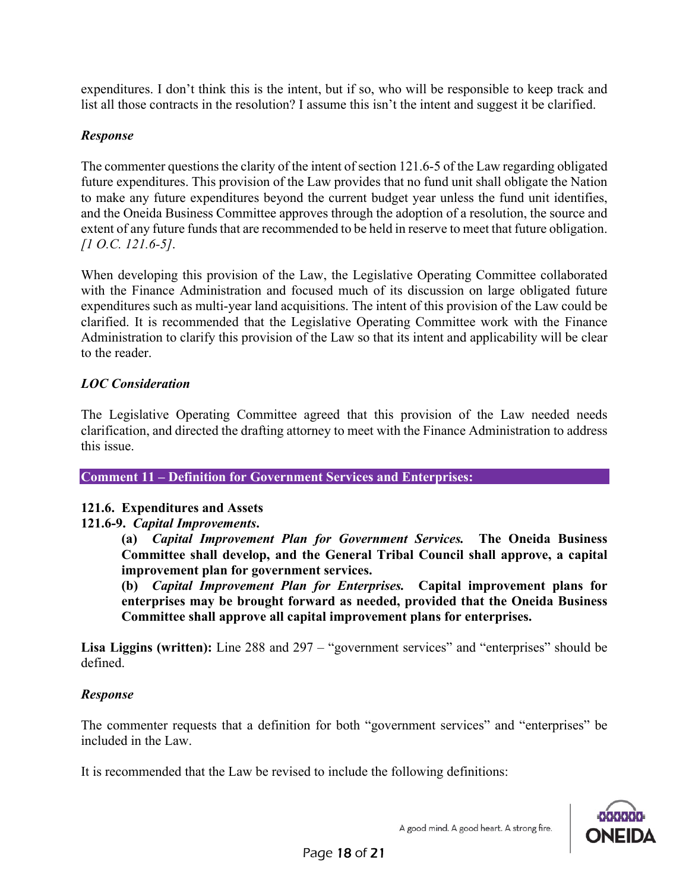expenditures. I don't think this is the intent, but if so, who will be responsible to keep track and list all those contracts in the resolution? I assume this isn't the intent and suggest it be clarified.

*Response*

The commenter questions the clarity of the intent of section 121.6-5 of the Law regarding obligated future expenditures. This provision of the Law provides that no fund unit shall obligate the Nation to make any future expenditures beyond the current budget year unless the fund unit identifies, and the Oneida Business Committee approves through the adoption of a resolution, the source and extent of any future funds that are recommended to be held in reserve to meet that future obligation. *[1 O.C. 121.6-5]*.

When developing this provision of the Law, the Legislative Operating Committee collaborated with the Finance Administration and focused much of its discussion on large obligated future expenditures such as multi-year land acquisitions. The intent of this provision of the Law could be clarified. It is recommended that the Legislative Operating Committee work with the Finance Administration to clarify this provision of the Law so that its intent and applicability will be clear to the reader.

*LOC Consideration*

The Legislative Operating Committee agreed that this provision of the Law needed needs clarification, and directed the drafting attorney to meet with the Finance Administration to address this issue.

**Comment 11 – Definition for Government Services and Enterprises:**

**121.6. Expenditures and Assets**

**121.6-9.** ***Capital Improvements*****.**

> **(a)** ***Capital Improvement Plan for Government Services.*** **The Oneida Business Committee shall develop, and the General Tribal Council shall approve, a capital improvement plan for government services.**
>
> **(b)** ***Capital Improvement Plan for Enterprises.*** **Capital improvement plans for enterprises may be brought forward as needed, provided that the Oneida Business Committee shall approve all capital improvement plans for enterprises.**

**Lisa Liggins (written):** Line 288 and 297 – "government services" and "enterprises" should be defined.

*Response*

The commenter requests that a definition for both "government services" and "enterprises" be included in the Law.

It is recommended that the Law be revised to include the following definitions: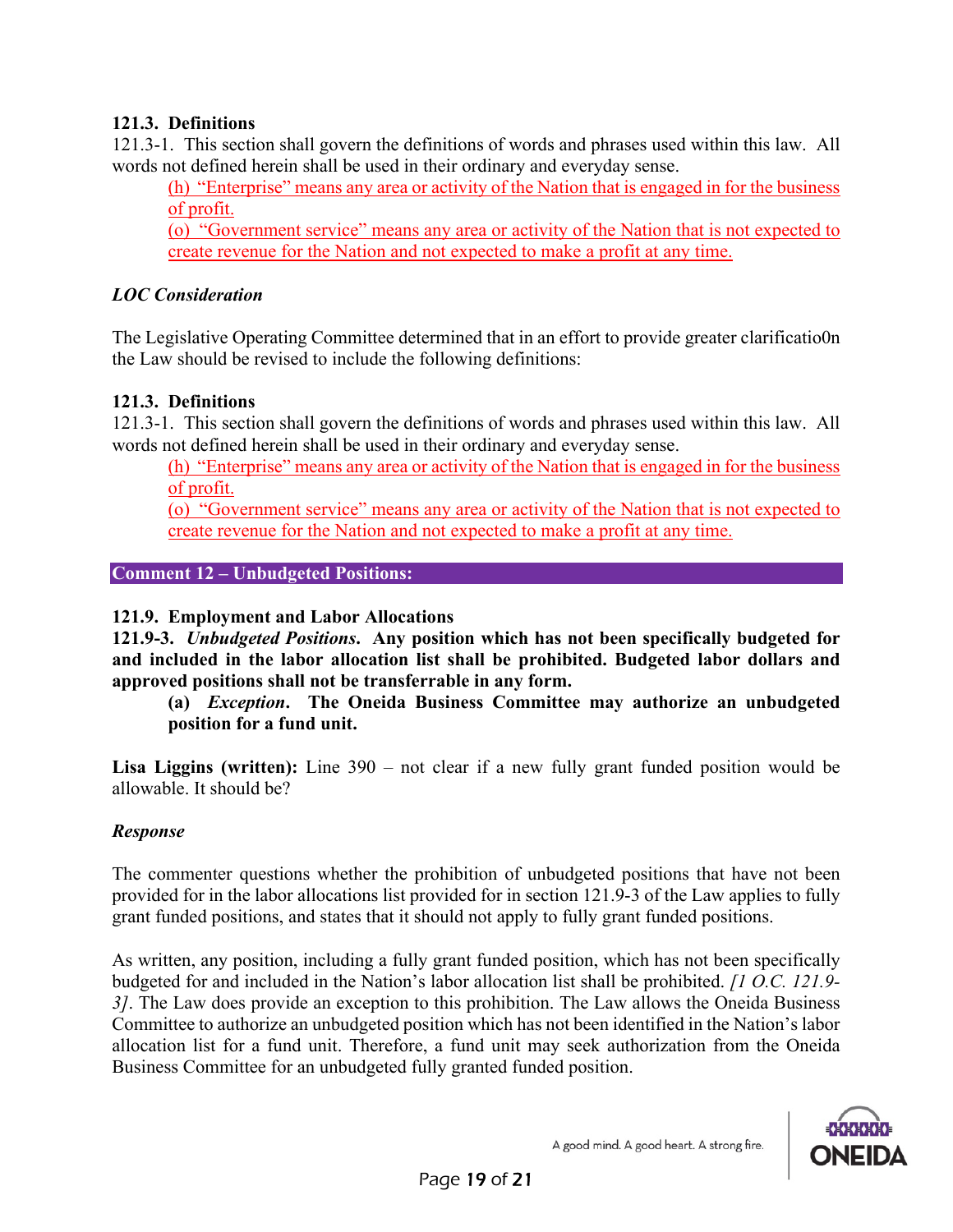**121.3. Definitions**
121.3-1. This section shall govern the definitions of words and phrases used within this law. All words not defined herein shall be used in their ordinary and everyday sense.

> <u>(h) "Enterprise" means any area or activity of the Nation that is engaged in for the business of profit.</u>
> <u>(o) "Government service" means any area or activity of the Nation that is not expected to create revenue for the Nation and not expected to make a profit at any time.</u>

***LOC Consideration***

The Legislative Operating Committee determined that in an effort to provide greater clarificatio0n the Law should be revised to include the following definitions:

**121.3. Definitions**
121.3-1. This section shall govern the definitions of words and phrases used within this law. All words not defined herein shall be used in their ordinary and everyday sense.

> <u>(h) "Enterprise" means any area or activity of the Nation that is engaged in for the business of profit.</u>
> <u>(o) "Government service" means any area or activity of the Nation that is not expected to create revenue for the Nation and not expected to make a profit at any time.</u>

**Comment 12 – Unbudgeted Positions:**

**121.9. Employment and Labor Allocations**
**121.9-3. *Unbudgeted Positions*. Any position which has not been specifically budgeted for and included in the labor allocation list shall be prohibited. Budgeted labor dollars and approved positions shall not be transferrable in any form.**

> **(a) *Exception*. The Oneida Business Committee may authorize an unbudgeted position for a fund unit.**

**Lisa Liggins (written):** Line 390 – not clear if a new fully grant funded position would be allowable. It should be?

***Response***

The commenter questions whether the prohibition of unbudgeted positions that have not been provided for in the labor allocations list provided for in section 121.9-3 of the Law applies to fully grant funded positions, and states that it should not apply to fully grant funded positions.

As written, any position, including a fully grant funded position, which has not been specifically budgeted for and included in the Nation's labor allocation list shall be prohibited. *[1 O.C. 121.9-3]*. The Law does provide an exception to this prohibition. The Law allows the Oneida Business Committee to authorize an unbudgeted position which has not been identified in the Nation's labor allocation list for a fund unit. Therefore, a fund unit may seek authorization from the Oneida Business Committee for an unbudgeted fully granted funded position.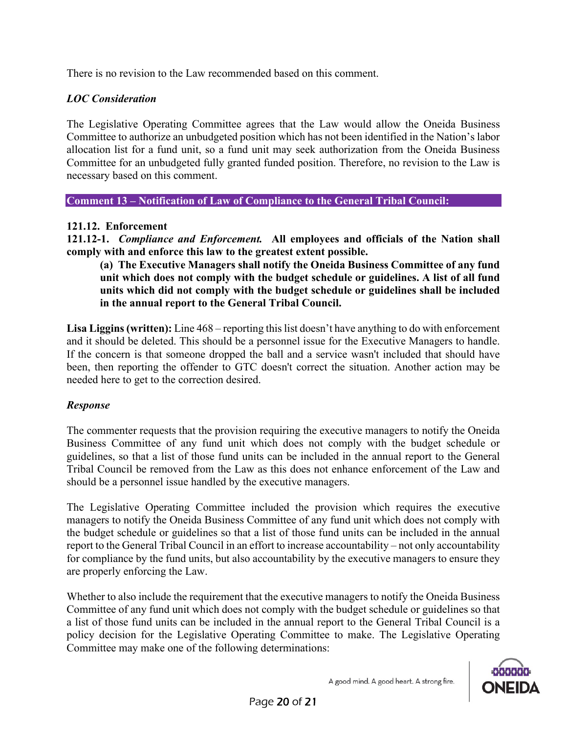There is no revision to the Law recommended based on this comment.

### *LOC Consideration*

The Legislative Operating Committee agrees that the Law would allow the Oneida Business Committee to authorize an unbudgeted position which has not been identified in the Nation's labor allocation list for a fund unit, so a fund unit may seek authorization from the Oneida Business Committee for an unbudgeted fully granted funded position. Therefore, no revision to the Law is necessary based on this comment.

## Comment 13 – Notification of Law of Compliance to the General Tribal Council:

**121.12. Enforcement**

**121.12-1.** ***Compliance and Enforcement.*** **All employees and officials of the Nation shall comply with and enforce this law to the greatest extent possible.**

> **(a) The Executive Managers shall notify the Oneida Business Committee of any fund unit which does not comply with the budget schedule or guidelines. A list of all fund units which did not comply with the budget schedule or guidelines shall be included in the annual report to the General Tribal Council.**

**Lisa Liggins (written):** Line 468 – reporting this list doesn't have anything to do with enforcement and it should be deleted. This should be a personnel issue for the Executive Managers to handle. If the concern is that someone dropped the ball and a service wasn't included that should have been, then reporting the offender to GTC doesn't correct the situation. Another action may be needed here to get to the correction desired.

### *Response*

The commenter requests that the provision requiring the executive managers to notify the Oneida Business Committee of any fund unit which does not comply with the budget schedule or guidelines, so that a list of those fund units can be included in the annual report to the General Tribal Council be removed from the Law as this does not enhance enforcement of the Law and should be a personnel issue handled by the executive managers.

The Legislative Operating Committee included the provision which requires the executive managers to notify the Oneida Business Committee of any fund unit which does not comply with the budget schedule or guidelines so that a list of those fund units can be included in the annual report to the General Tribal Council in an effort to increase accountability – not only accountability for compliance by the fund units, but also accountability by the executive managers to ensure they are properly enforcing the Law.

Whether to also include the requirement that the executive managers to notify the Oneida Business Committee of any fund unit which does not comply with the budget schedule or guidelines so that a list of those fund units can be included in the annual report to the General Tribal Council is a policy decision for the Legislative Operating Committee to make. The Legislative Operating Committee may make one of the following determinations: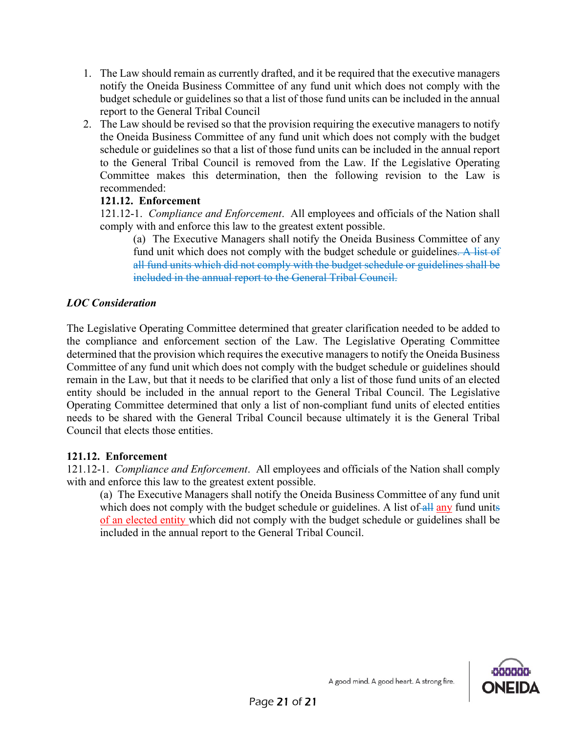1. The Law should remain as currently drafted, and it be required that the executive managers notify the Oneida Business Committee of any fund unit which does not comply with the budget schedule or guidelines so that a list of those fund units can be included in the annual report to the General Tribal Council
2. The Law should be revised so that the provision requiring the executive managers to notify the Oneida Business Committee of any fund unit which does not comply with the budget schedule or guidelines so that a list of those fund units can be included in the annual report to the General Tribal Council is removed from the Law. If the Legislative Operating Committee makes this determination, then the following revision to the Law is recommended:

   **121.12. Enforcement**
   121.12-1. *Compliance and Enforcement*. All employees and officials of the Nation shall comply with and enforce this law to the greatest extent possible.

   (a) The Executive Managers shall notify the Oneida Business Committee of any fund unit which does not comply with the budget schedule or guidelines~~. A list of all fund units which did not comply with the budget schedule or guidelines shall be included in the annual report to the General Tribal Council.~~

***LOC Consideration***

The Legislative Operating Committee determined that greater clarification needed to be added to the compliance and enforcement section of the Law. The Legislative Operating Committee determined that the provision which requires the executive managers to notify the Oneida Business Committee of any fund unit which does not comply with the budget schedule or guidelines should remain in the Law, but that it needs to be clarified that only a list of those fund units of an elected entity should be included in the annual report to the General Tribal Council. The Legislative Operating Committee determined that only a list of non-compliant fund units of elected entities needs to be shared with the General Tribal Council because ultimately it is the General Tribal Council that elects those entities.

**121.12. Enforcement**
121.12-1. *Compliance and Enforcement*. All employees and officials of the Nation shall comply with and enforce this law to the greatest extent possible.

(a) The Executive Managers shall notify the Oneida Business Committee of any fund unit which does not comply with the budget schedule or guidelines. A list of ~~all~~ any fund unit~~s~~ of an elected entity which did not comply with the budget schedule or guidelines shall be included in the annual report to the General Tribal Council.